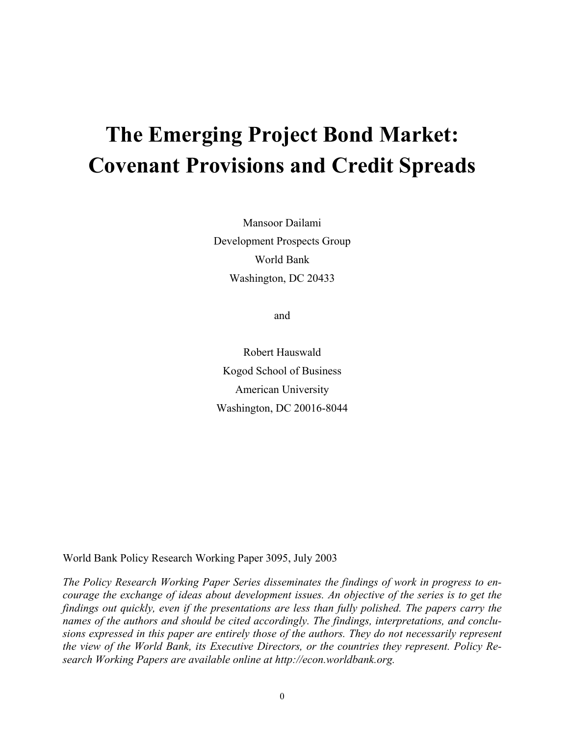# The Emerging Project Bond Market: Covenant Provisions and Credit Spreads

Mansoor Dailami
Development Prospects Group
World Bank
Washington, DC 20433

and

Robert Hauswald
Kogod School of Business
American University
Washington, DC 20016-8044

World Bank Policy Research Working Paper 3095, July 2003

*The Policy Research Working Paper Series disseminates the findings of work in progress to encourage the exchange of ideas about development issues. An objective of the series is to get the findings out quickly, even if the presentations are less than fully polished. The papers carry the names of the authors and should be cited accordingly. The findings, interpretations, and conclusions expressed in this paper are entirely those of the authors. They do not necessarily represent the view of the World Bank, its Executive Directors, or the countries they represent. Policy Research Working Papers are available online at http://econ.worldbank.org.*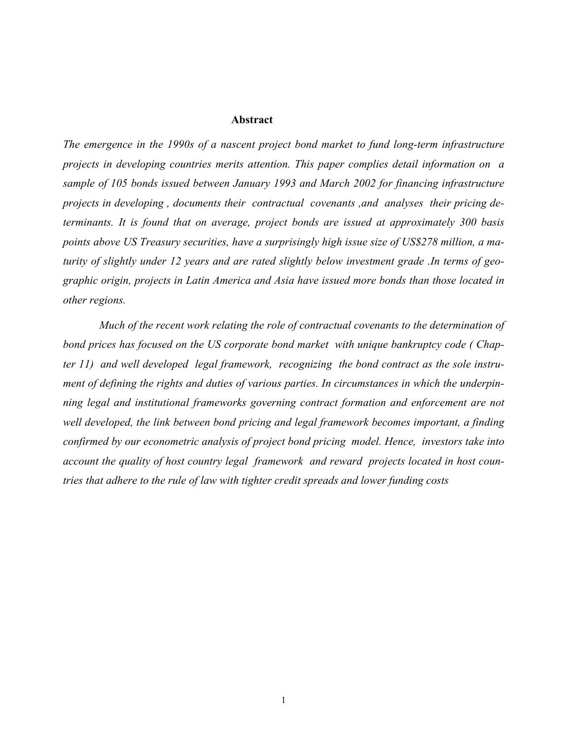## Abstract

*The emergence in the 1990s of a nascent project bond market to fund long-term infrastructure projects in developing countries merits attention. This paper complies detail information on a sample of 105 bonds issued between January 1993 and March 2002 for financing infrastructure projects in developing , documents their contractual covenants ,and analyses their pricing determinants. It is found that on average, project bonds are issued at approximately 300 basis points above US Treasury securities, have a surprisingly high issue size of US$278 million, a maturity of slightly under 12 years and are rated slightly below investment grade .In terms of geographic origin, projects in Latin America and Asia have issued more bonds than those located in other regions.*

*Much of the recent work relating the role of contractual covenants to the determination of bond prices has focused on the US corporate bond market with unique bankruptcy code ( Chapter 11) and well developed legal framework, recognizing the bond contract as the sole instrument of defining the rights and duties of various parties. In circumstances in which the underpinning legal and institutional frameworks governing contract formation and enforcement are not well developed, the link between bond pricing and legal framework becomes important, a finding confirmed by our econometric analysis of project bond pricing model. Hence, investors take into account the quality of host country legal framework and reward projects located in host countries that adhere to the rule of law with tighter credit spreads and lower funding costs*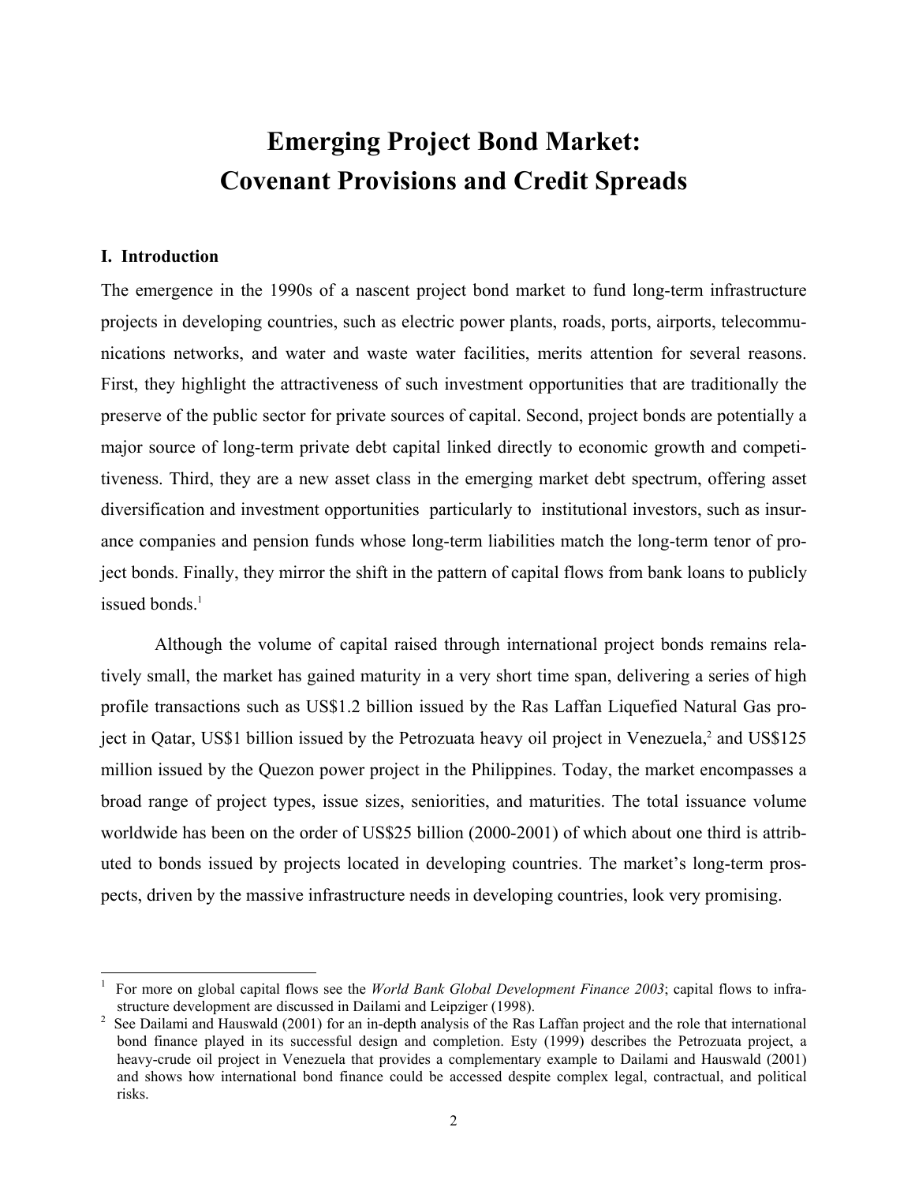# Emerging Project Bond Market: Covenant Provisions and Credit Spreads

## I. Introduction

The emergence in the 1990s of a nascent project bond market to fund long-term infrastructure projects in developing countries, such as electric power plants, roads, ports, airports, telecommunications networks, and water and waste water facilities, merits attention for several reasons. First, they highlight the attractiveness of such investment opportunities that are traditionally the preserve of the public sector for private sources of capital. Second, project bonds are potentially a major source of long-term private debt capital linked directly to economic growth and competitiveness. Third, they are a new asset class in the emerging market debt spectrum, offering asset diversification and investment opportunities particularly to institutional investors, such as insurance companies and pension funds whose long-term liabilities match the long-term tenor of project bonds. Finally, they mirror the shift in the pattern of capital flows from bank loans to publicly issued bonds.[1]

Although the volume of capital raised through international project bonds remains relatively small, the market has gained maturity in a very short time span, delivering a series of high profile transactions such as US$1.2 billion issued by the Ras Laffan Liquefied Natural Gas project in Qatar, US$1 billion issued by the Petrozuata heavy oil project in Venezuela,[2] and US$125 million issued by the Quezon power project in the Philippines. Today, the market encompasses a broad range of project types, issue sizes, seniorities, and maturities. The total issuance volume worldwide has been on the order of US$25 billion (2000-2001) of which about one third is attributed to bonds issued by projects located in developing countries. The market's long-term prospects, driven by the massive infrastructure needs in developing countries, look very promising.

---

[1] For more on global capital flows see the *World Bank Global Development Finance 2003*; capital flows to infrastructure development are discussed in Dailami and Leipziger (1998).

[2] See Dailami and Hauswald (2001) for an in-depth analysis of the Ras Laffan project and the role that international bond finance played in its successful design and completion. Esty (1999) describes the Petrozuata project, a heavy-crude oil project in Venezuela that provides a complementary example to Dailami and Hauswald (2001) and shows how international bond finance could be accessed despite complex legal, contractual, and political risks.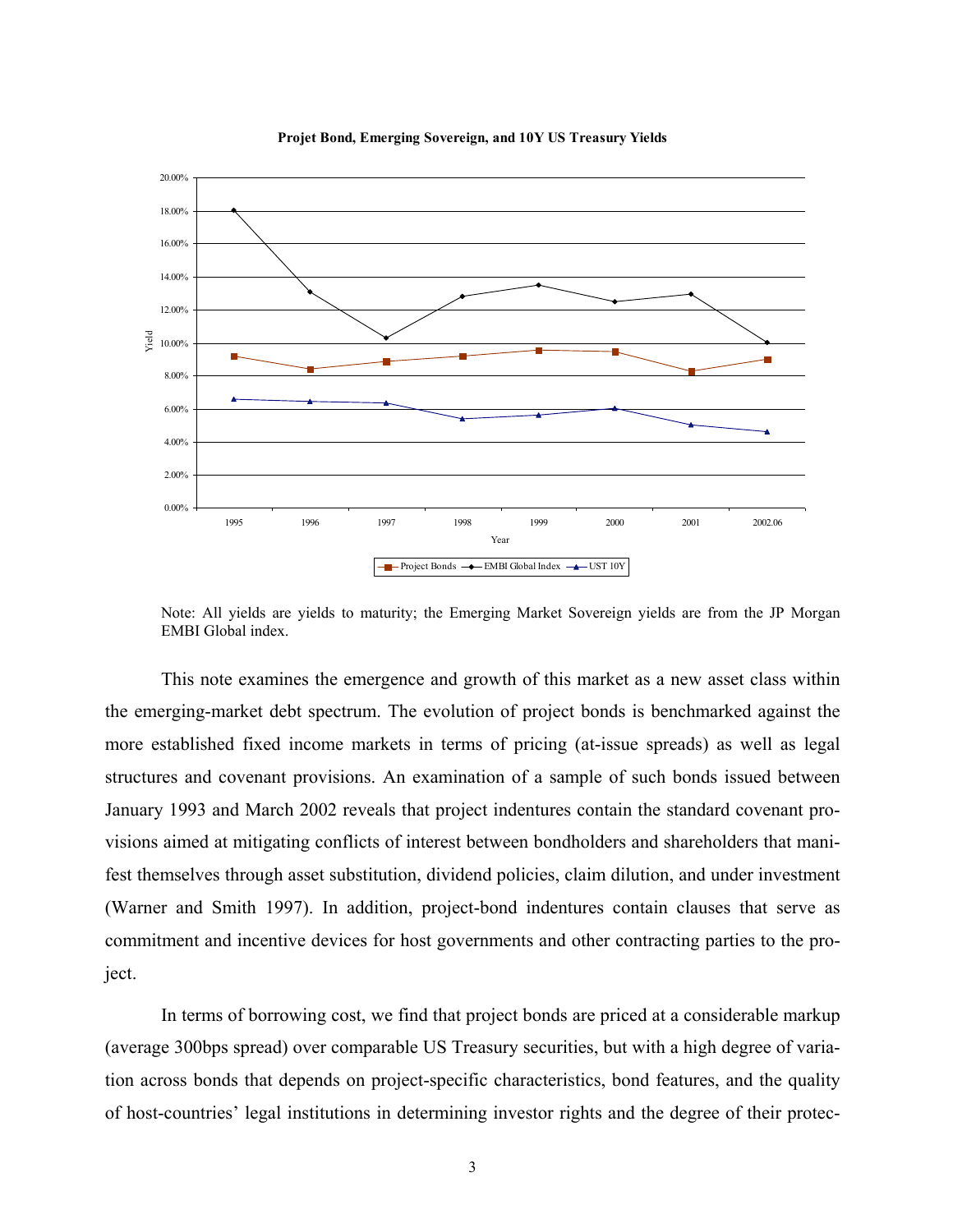**Projet Bond, Emerging Sovereign, and 10Y US Treasury Yields**

Note: All yields are yields to maturity; the Emerging Market Sovereign yields are from the JP Morgan EMBI Global index.

This note examines the emergence and growth of this market as a new asset class within the emerging-market debt spectrum. The evolution of project bonds is benchmarked against the more established fixed income markets in terms of pricing (at-issue spreads) as well as legal structures and covenant provisions. An examination of a sample of such bonds issued between January 1993 and March 2002 reveals that project indentures contain the standard covenant provisions aimed at mitigating conflicts of interest between bondholders and shareholders that manifest themselves through asset substitution, dividend policies, claim dilution, and under investment (Warner and Smith 1997). In addition, project-bond indentures contain clauses that serve as commitment and incentive devices for host governments and other contracting parties to the project.

In terms of borrowing cost, we find that project bonds are priced at a considerable markup (average 300bps spread) over comparable US Treasury securities, but with a high degree of variation across bonds that depends on project-specific characteristics, bond features, and the quality of host-countries' legal institutions in determining investor rights and the degree of their protec-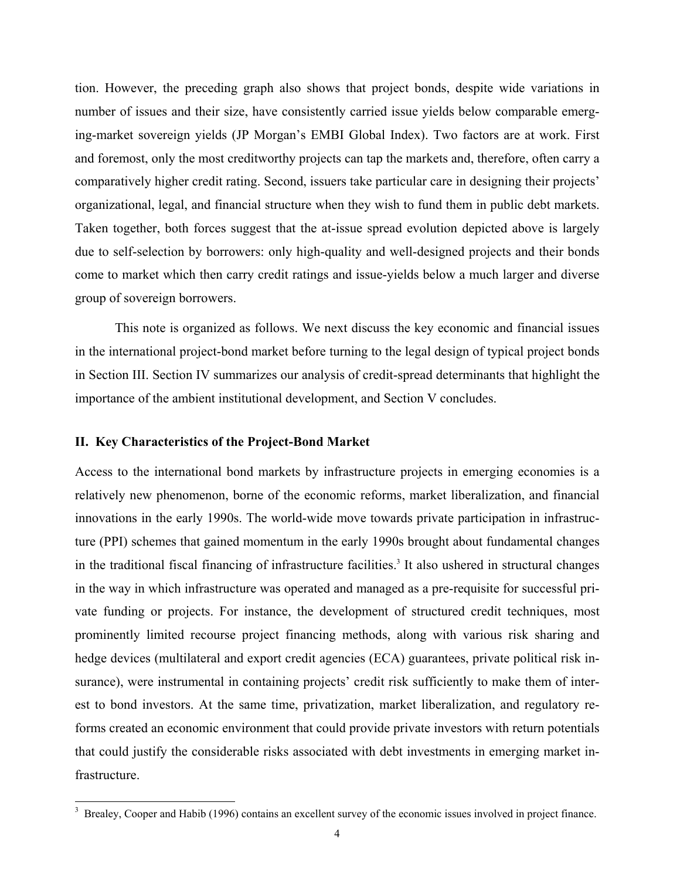tion. However, the preceding graph also shows that project bonds, despite wide variations in number of issues and their size, have consistently carried issue yields below comparable emerging-market sovereign yields (JP Morgan's EMBI Global Index). Two factors are at work. First and foremost, only the most creditworthy projects can tap the markets and, therefore, often carry a comparatively higher credit rating. Second, issuers take particular care in designing their projects' organizational, legal, and financial structure when they wish to fund them in public debt markets. Taken together, both forces suggest that the at-issue spread evolution depicted above is largely due to self-selection by borrowers: only high-quality and well-designed projects and their bonds come to market which then carry credit ratings and issue-yields below a much larger and diverse group of sovereign borrowers.

This note is organized as follows. We next discuss the key economic and financial issues in the international project-bond market before turning to the legal design of typical project bonds in Section III. Section IV summarizes our analysis of credit-spread determinants that highlight the importance of the ambient institutional development, and Section V concludes.

## II. Key Characteristics of the Project-Bond Market

Access to the international bond markets by infrastructure projects in emerging economies is a relatively new phenomenon, borne of the economic reforms, market liberalization, and financial innovations in the early 1990s. The world-wide move towards private participation in infrastructure (PPI) schemes that gained momentum in the early 1990s brought about fundamental changes in the traditional fiscal financing of infrastructure facilities.[3] It also ushered in structural changes in the way in which infrastructure was operated and managed as a pre-requisite for successful private funding or projects. For instance, the development of structured credit techniques, most prominently limited recourse project financing methods, along with various risk sharing and hedge devices (multilateral and export credit agencies (ECA) guarantees, private political risk insurance), were instrumental in containing projects' credit risk sufficiently to make them of interest to bond investors. At the same time, privatization, market liberalization, and regulatory reforms created an economic environment that could provide private investors with return potentials that could justify the considerable risks associated with debt investments in emerging market infrastructure.

[3] Brealey, Cooper and Habib (1996) contains an excellent survey of the economic issues involved in project finance.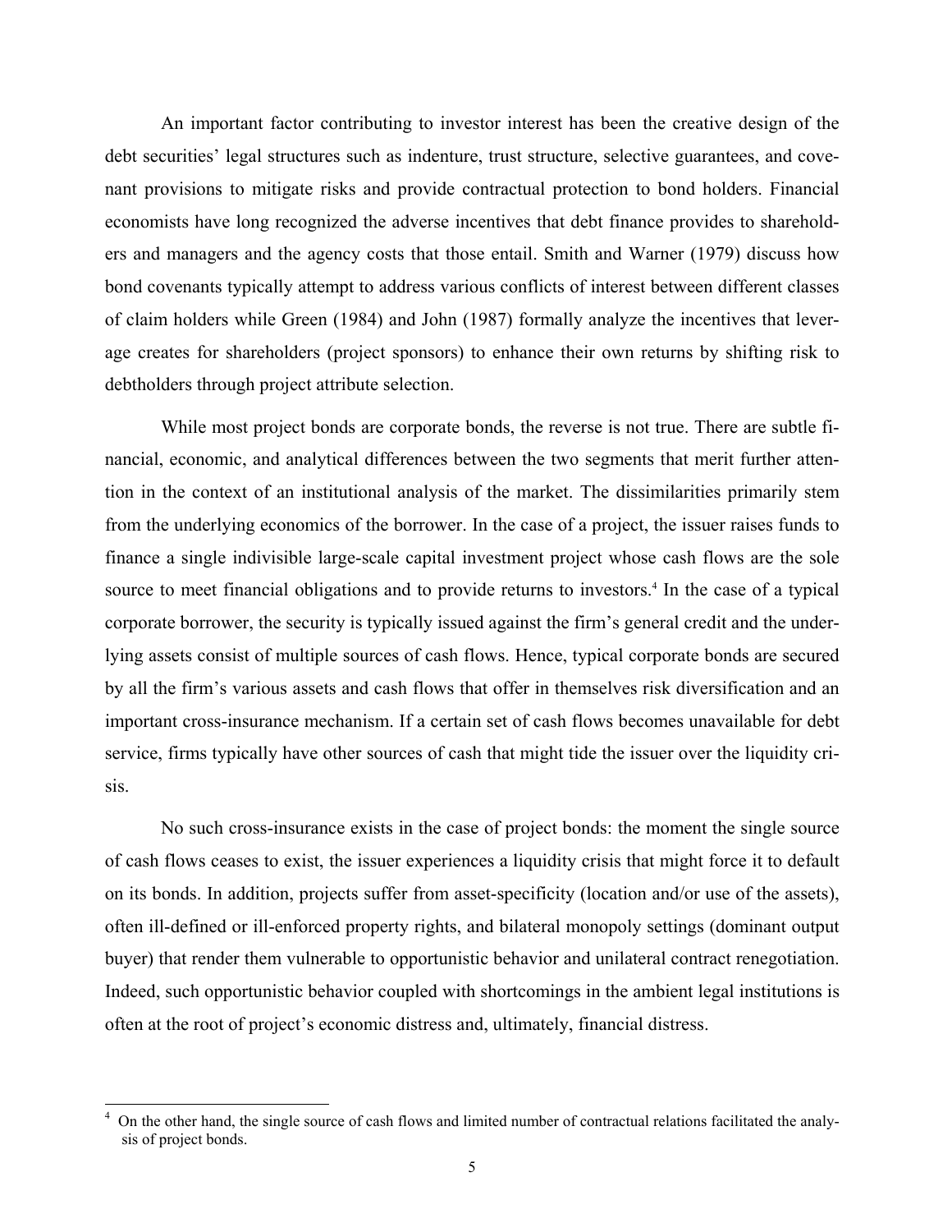An important factor contributing to investor interest has been the creative design of the debt securities' legal structures such as indenture, trust structure, selective guarantees, and covenant provisions to mitigate risks and provide contractual protection to bond holders. Financial economists have long recognized the adverse incentives that debt finance provides to shareholders and managers and the agency costs that those entail. Smith and Warner (1979) discuss how bond covenants typically attempt to address various conflicts of interest between different classes of claim holders while Green (1984) and John (1987) formally analyze the incentives that leverage creates for shareholders (project sponsors) to enhance their own returns by shifting risk to debtholders through project attribute selection.

While most project bonds are corporate bonds, the reverse is not true. There are subtle financial, economic, and analytical differences between the two segments that merit further attention in the context of an institutional analysis of the market. The dissimilarities primarily stem from the underlying economics of the borrower. In the case of a project, the issuer raises funds to finance a single indivisible large-scale capital investment project whose cash flows are the sole source to meet financial obligations and to provide returns to investors.[4] In the case of a typical corporate borrower, the security is typically issued against the firm's general credit and the underlying assets consist of multiple sources of cash flows. Hence, typical corporate bonds are secured by all the firm's various assets and cash flows that offer in themselves risk diversification and an important cross-insurance mechanism. If a certain set of cash flows becomes unavailable for debt service, firms typically have other sources of cash that might tide the issuer over the liquidity crisis.

No such cross-insurance exists in the case of project bonds: the moment the single source of cash flows ceases to exist, the issuer experiences a liquidity crisis that might force it to default on its bonds. In addition, projects suffer from asset-specificity (location and/or use of the assets), often ill-defined or ill-enforced property rights, and bilateral monopoly settings (dominant output buyer) that render them vulnerable to opportunistic behavior and unilateral contract renegotiation. Indeed, such opportunistic behavior coupled with shortcomings in the ambient legal institutions is often at the root of project's economic distress and, ultimately, financial distress.

[4] On the other hand, the single source of cash flows and limited number of contractual relations facilitated the analysis of project bonds.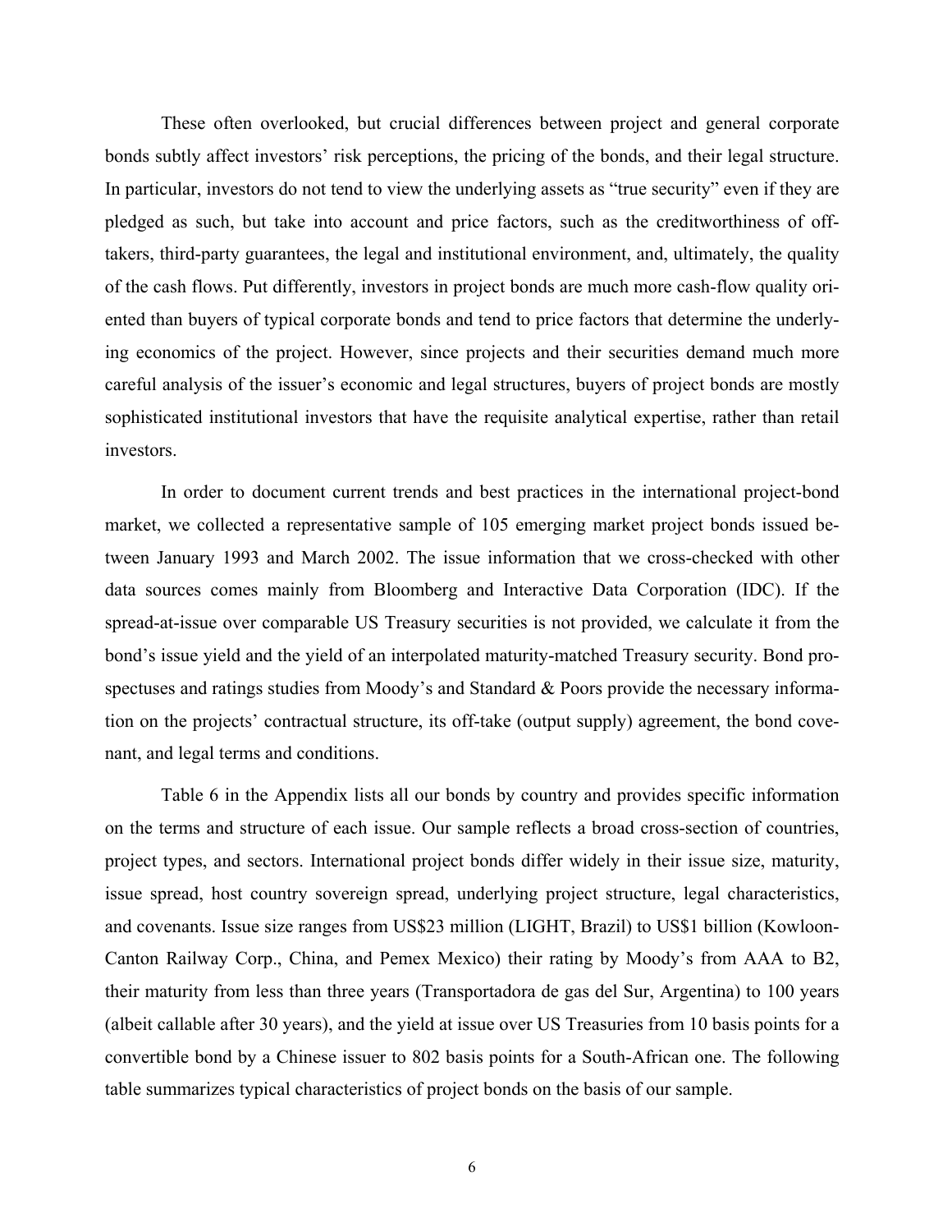These often overlooked, but crucial differences between project and general corporate bonds subtly affect investors' risk perceptions, the pricing of the bonds, and their legal structure. In particular, investors do not tend to view the underlying assets as "true security" even if they are pledged as such, but take into account and price factors, such as the creditworthiness of off-takers, third-party guarantees, the legal and institutional environment, and, ultimately, the quality of the cash flows. Put differently, investors in project bonds are much more cash-flow quality oriented than buyers of typical corporate bonds and tend to price factors that determine the underlying economics of the project. However, since projects and their securities demand much more careful analysis of the issuer's economic and legal structures, buyers of project bonds are mostly sophisticated institutional investors that have the requisite analytical expertise, rather than retail investors.

In order to document current trends and best practices in the international project-bond market, we collected a representative sample of 105 emerging market project bonds issued between January 1993 and March 2002. The issue information that we cross-checked with other data sources comes mainly from Bloomberg and Interactive Data Corporation (IDC). If the spread-at-issue over comparable US Treasury securities is not provided, we calculate it from the bond's issue yield and the yield of an interpolated maturity-matched Treasury security. Bond prospectuses and ratings studies from Moody's and Standard & Poors provide the necessary information on the projects' contractual structure, its off-take (output supply) agreement, the bond covenant, and legal terms and conditions.

Table 6 in the Appendix lists all our bonds by country and provides specific information on the terms and structure of each issue. Our sample reflects a broad cross-section of countries, project types, and sectors. International project bonds differ widely in their issue size, maturity, issue spread, host country sovereign spread, underlying project structure, legal characteristics, and covenants. Issue size ranges from US$23 million (LIGHT, Brazil) to US$1 billion (Kowloon-Canton Railway Corp., China, and Pemex Mexico) their rating by Moody's from AAA to B2, their maturity from less than three years (Transportadora de gas del Sur, Argentina) to 100 years (albeit callable after 30 years), and the yield at issue over US Treasuries from 10 basis points for a convertible bond by a Chinese issuer to 802 basis points for a South-African one. The following table summarizes typical characteristics of project bonds on the basis of our sample.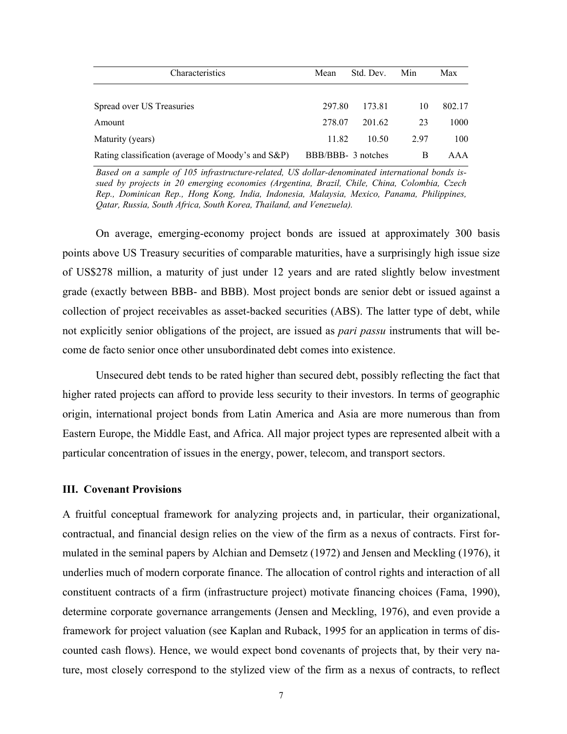| Characteristics | Mean | Std. Dev. | Min | Max |
|---|---|---|---|---|
| Spread over US Treasuries | 297.80 | 173.81 | 10 | 802.17 |
| Amount | 278.07 | 201.62 | 23 | 1000 |
| Maturity (years) | 11.82 | 10.50 | 2.97 | 100 |
| Rating classification (average of Moody's and S&P) | BBB/BBB- | 3 notches | B | AAA |

*Based on a sample of 105 infrastructure-related, US dollar-denominated international bonds issued by projects in 20 emerging economies (Argentina, Brazil, Chile, China, Colombia, Czech Rep., Dominican Rep., Hong Kong, India, Indonesia, Malaysia, Mexico, Panama, Philippines, Qatar, Russia, South Africa, South Korea, Thailand, and Venezuela).*

On average, emerging-economy project bonds are issued at approximately 300 basis points above US Treasury securities of comparable maturities, have a surprisingly high issue size of US$278 million, a maturity of just under 12 years and are rated slightly below investment grade (exactly between BBB- and BBB). Most project bonds are senior debt or issued against a collection of project receivables as asset-backed securities (ABS). The latter type of debt, while not explicitly senior obligations of the project, are issued as *pari passu* instruments that will become de facto senior once other unsubordinated debt comes into existence.

Unsecured debt tends to be rated higher than secured debt, possibly reflecting the fact that higher rated projects can afford to provide less security to their investors. In terms of geographic origin, international project bonds from Latin America and Asia are more numerous than from Eastern Europe, the Middle East, and Africa. All major project types are represented albeit with a particular concentration of issues in the energy, power, telecom, and transport sectors.

### III. Covenant Provisions

A fruitful conceptual framework for analyzing projects and, in particular, their organizational, contractual, and financial design relies on the view of the firm as a nexus of contracts. First formulated in the seminal papers by Alchian and Demsetz (1972) and Jensen and Meckling (1976), it underlies much of modern corporate finance. The allocation of control rights and interaction of all constituent contracts of a firm (infrastructure project) motivate financing choices (Fama, 1990), determine corporate governance arrangements (Jensen and Meckling, 1976), and even provide a framework for project valuation (see Kaplan and Ruback, 1995 for an application in terms of discounted cash flows). Hence, we would expect bond covenants of projects that, by their very nature, most closely correspond to the stylized view of the firm as a nexus of contracts, to reflect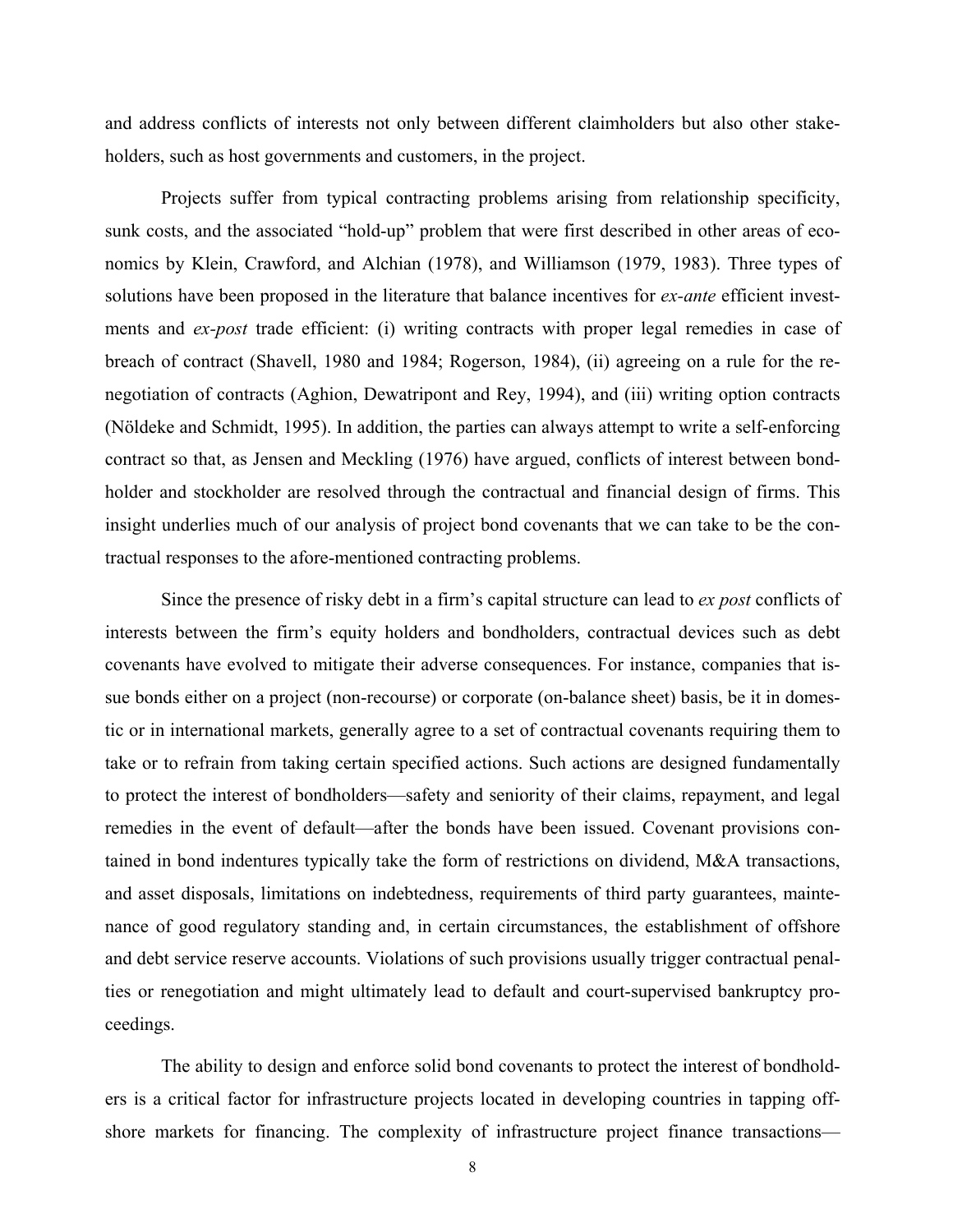and address conflicts of interests not only between different claimholders but also other stakeholders, such as host governments and customers, in the project.

Projects suffer from typical contracting problems arising from relationship specificity, sunk costs, and the associated "hold-up" problem that were first described in other areas of economics by Klein, Crawford, and Alchian (1978), and Williamson (1979, 1983). Three types of solutions have been proposed in the literature that balance incentives for *ex-ante* efficient investments and *ex-post* trade efficient: (i) writing contracts with proper legal remedies in case of breach of contract (Shavell, 1980 and 1984; Rogerson, 1984), (ii) agreeing on a rule for the renegotiation of contracts (Aghion, Dewatripont and Rey, 1994), and (iii) writing option contracts (Nöldeke and Schmidt, 1995). In addition, the parties can always attempt to write a self-enforcing contract so that, as Jensen and Meckling (1976) have argued, conflicts of interest between bondholder and stockholder are resolved through the contractual and financial design of firms. This insight underlies much of our analysis of project bond covenants that we can take to be the contractual responses to the afore-mentioned contracting problems.

Since the presence of risky debt in a firm's capital structure can lead to *ex post* conflicts of interests between the firm's equity holders and bondholders, contractual devices such as debt covenants have evolved to mitigate their adverse consequences. For instance, companies that issue bonds either on a project (non-recourse) or corporate (on-balance sheet) basis, be it in domestic or in international markets, generally agree to a set of contractual covenants requiring them to take or to refrain from taking certain specified actions. Such actions are designed fundamentally to protect the interest of bondholders—safety and seniority of their claims, repayment, and legal remedies in the event of default—after the bonds have been issued. Covenant provisions contained in bond indentures typically take the form of restrictions on dividend, M&A transactions, and asset disposals, limitations on indebtedness, requirements of third party guarantees, maintenance of good regulatory standing and, in certain circumstances, the establishment of offshore and debt service reserve accounts. Violations of such provisions usually trigger contractual penalties or renegotiation and might ultimately lead to default and court-supervised bankruptcy proceedings.

The ability to design and enforce solid bond covenants to protect the interest of bondholders is a critical factor for infrastructure projects located in developing countries in tapping offshore markets for financing. The complexity of infrastructure project finance transactions—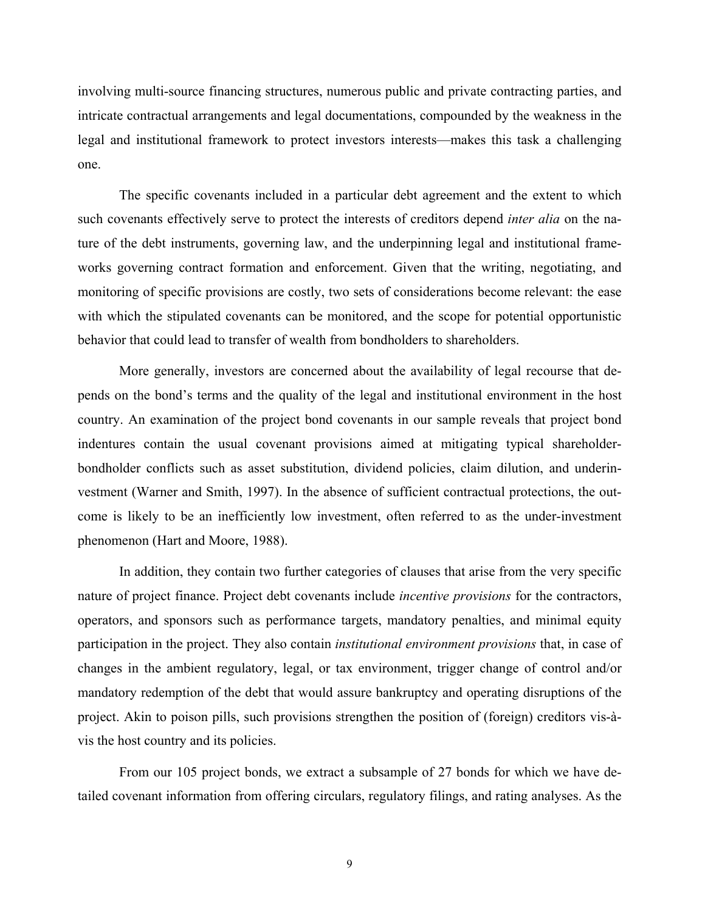involving multi-source financing structures, numerous public and private contracting parties, and intricate contractual arrangements and legal documentations, compounded by the weakness in the legal and institutional framework to protect investors interests—makes this task a challenging one.

The specific covenants included in a particular debt agreement and the extent to which such covenants effectively serve to protect the interests of creditors depend *inter alia* on the nature of the debt instruments, governing law, and the underpinning legal and institutional frameworks governing contract formation and enforcement. Given that the writing, negotiating, and monitoring of specific provisions are costly, two sets of considerations become relevant: the ease with which the stipulated covenants can be monitored, and the scope for potential opportunistic behavior that could lead to transfer of wealth from bondholders to shareholders.

More generally, investors are concerned about the availability of legal recourse that depends on the bond's terms and the quality of the legal and institutional environment in the host country. An examination of the project bond covenants in our sample reveals that project bond indentures contain the usual covenant provisions aimed at mitigating typical shareholder-bondholder conflicts such as asset substitution, dividend policies, claim dilution, and underinvestment (Warner and Smith, 1997). In the absence of sufficient contractual protections, the outcome is likely to be an inefficiently low investment, often referred to as the under-investment phenomenon (Hart and Moore, 1988).

In addition, they contain two further categories of clauses that arise from the very specific nature of project finance. Project debt covenants include *incentive provisions* for the contractors, operators, and sponsors such as performance targets, mandatory penalties, and minimal equity participation in the project. They also contain *institutional environment provisions* that, in case of changes in the ambient regulatory, legal, or tax environment, trigger change of control and/or mandatory redemption of the debt that would assure bankruptcy and operating disruptions of the project. Akin to poison pills, such provisions strengthen the position of (foreign) creditors vis-à-vis the host country and its policies.

From our 105 project bonds, we extract a subsample of 27 bonds for which we have detailed covenant information from offering circulars, regulatory filings, and rating analyses. As the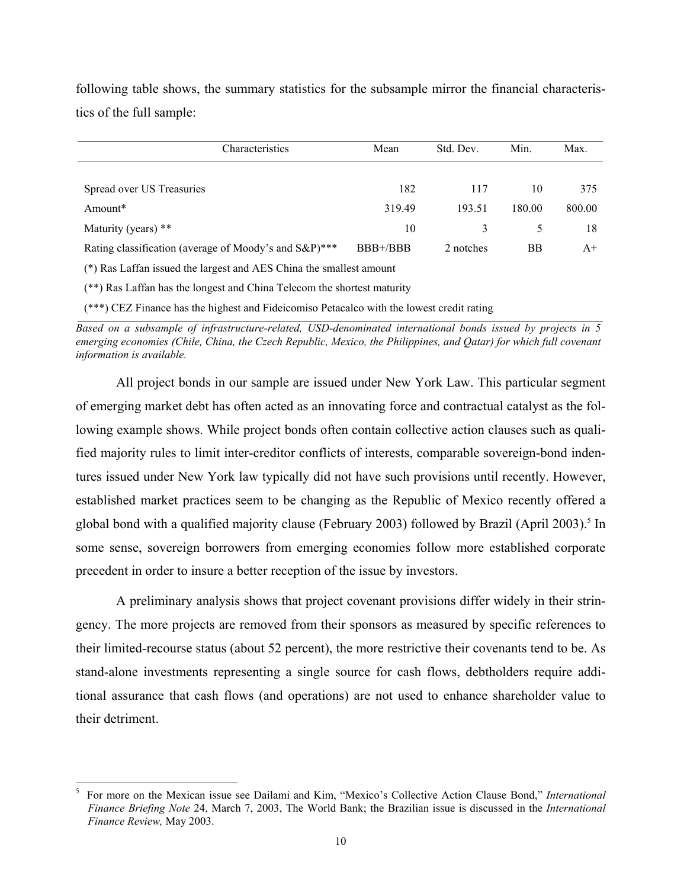following table shows, the summary statistics for the subsample mirror the financial characteristics of the full sample:

| Characteristics | Mean | Std. Dev. | Min. | Max. |
|---|---|---|---|---|
| Spread over US Treasuries | 182 | 117 | 10 | 375 |
| Amount* | 319.49 | 193.51 | 180.00 | 800.00 |
| Maturity (years) ** | 10 | 3 | 5 | 18 |
| Rating classification (average of Moody's and S&P)*** | BBB+/BBB | 2 notches | BB | A+ |

(*) Ras Laffan issued the largest and AES China the smallest amount

(**) Ras Laffan has the longest and China Telecom the shortest maturity

(***) CEZ Finance has the highest and Fideicomiso Petacalco with the lowest credit rating

*Based on a subsample of infrastructure-related, USD-denominated international bonds issued by projects in 5 emerging economies (Chile, China, the Czech Republic, Mexico, the Philippines, and Qatar) for which full covenant information is available.*

All project bonds in our sample are issued under New York Law. This particular segment of emerging market debt has often acted as an innovating force and contractual catalyst as the following example shows. While project bonds often contain collective action clauses such as qualified majority rules to limit inter-creditor conflicts of interests, comparable sovereign-bond indentures issued under New York law typically did not have such provisions until recently. However, established market practices seem to be changing as the Republic of Mexico recently offered a global bond with a qualified majority clause (February 2003) followed by Brazil (April 2003).[5] In some sense, sovereign borrowers from emerging economies follow more established corporate precedent in order to insure a better reception of the issue by investors.

A preliminary analysis shows that project covenant provisions differ widely in their stringency. The more projects are removed from their sponsors as measured by specific references to their limited-recourse status (about 52 percent), the more restrictive their covenants tend to be. As stand-alone investments representing a single source for cash flows, debtholders require additional assurance that cash flows (and operations) are not used to enhance shareholder value to their detriment.

[5] For more on the Mexican issue see Dailami and Kim, "Mexico's Collective Action Clause Bond," *International Finance Briefing Note* 24, March 7, 2003, The World Bank; the Brazilian issue is discussed in the *International Finance Review,* May 2003.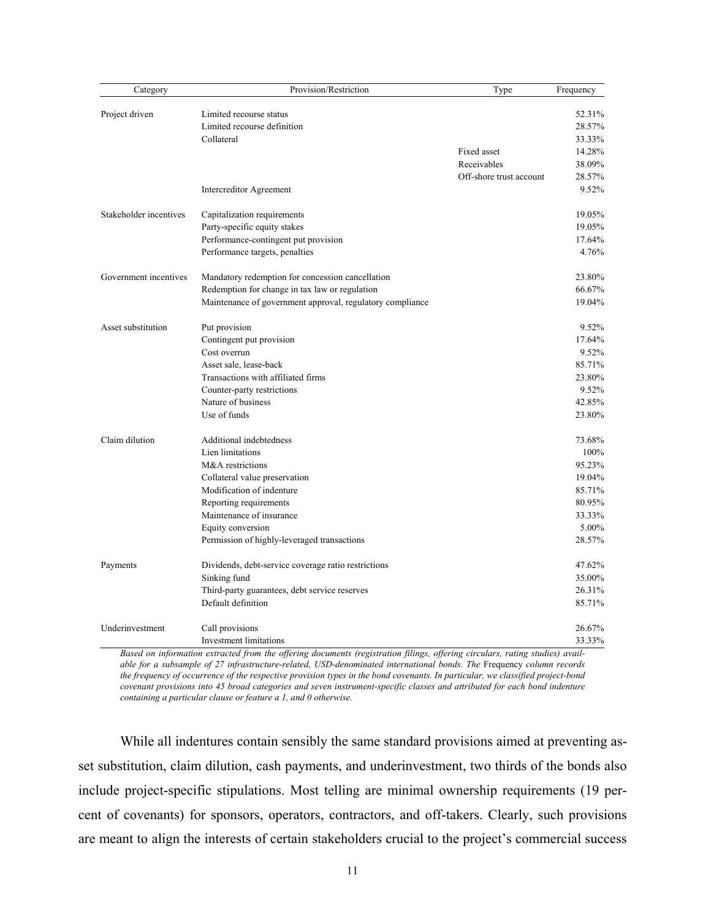| Category | Provision/Restriction | Type | Frequency |
|---|---|---|---|
| Project driven | Limited recourse status | | 52.31% |
| | Limited recourse definition | | 28.57% |
| | Collateral | | 33.33% |
| | | Fixed asset | 14.28% |
| | | Receivables | 38.09% |
| | | Off-shore trust account | 28.57% |
| | Intercreditor Agreement | | 9.52% |
| Stakeholder incentives | Capitalization requirements | | 19.05% |
| | Party-specific equity stakes | | 19.05% |
| | Performance-contingent put provision | | 17.64% |
| | Performance targets, penalties | | 4.76% |
| Government incentives | Mandatory redemption for concession cancellation | | 23.80% |
| | Redemption for change in tax law or regulation | | 66.67% |
| | Maintenance of government approval, regulatory compliance | | 19.04% |
| Asset substitution | Put provision | | 9.52% |
| | Contingent put provision | | 17.64% |
| | Cost overrun | | 9.52% |
| | Asset sale, lease-back | | 85.71% |
| | Transactions with affiliated firms | | 23.80% |
| | Counter-party restrictions | | 9.52% |
| | Nature of business | | 42.85% |
| | Use of funds | | 23.80% |
| Claim dilution | Additional indebtedness | | 73.68% |
| | Lien limitations | | 100% |
| | M&A restrictions | | 95.23% |
| | Collateral value preservation | | 19.04% |
| | Modification of indenture | | 85.71% |
| | Reporting requirements | | 80.95% |
| | Maintenance of insurance | | 33.33% |
| | Equity conversion | | 5.00% |
| | Permission of highly-leveraged transactions | | 28.57% |
| Payments | Dividends, debt-service coverage ratio restrictions | | 47.62% |
| | Sinking fund | | 35.00% |
| | Third-party guarantees, debt service reserves | | 26.31% |
| | Default definition | | 85.71% |
| Underinvestment | Call provisions | | 26.67% |
| | Investment limitations | | 33.33% |

*Based on information extracted from the offering documents (registration filings, offering circulars, rating studies) available for a subsample of 27 infrastructure-related, USD-denominated international bonds. The* Frequency *column records the frequency of occurrence of the respective provision types in the bond covenants. In particular, we classified project-bond covenant provisions into 45 broad categories and seven instrument-specific classes and attributed for each bond indenture containing a particular clause or feature a 1, and 0 otherwise.*

While all indentures contain sensibly the same standard provisions aimed at preventing asset substitution, claim dilution, cash payments, and underinvestment, two thirds of the bonds also include project-specific stipulations. Most telling are minimal ownership requirements (19 percent of covenants) for sponsors, operators, contractors, and off-takers. Clearly, such provisions are meant to align the interests of certain stakeholders crucial to the project's commercial success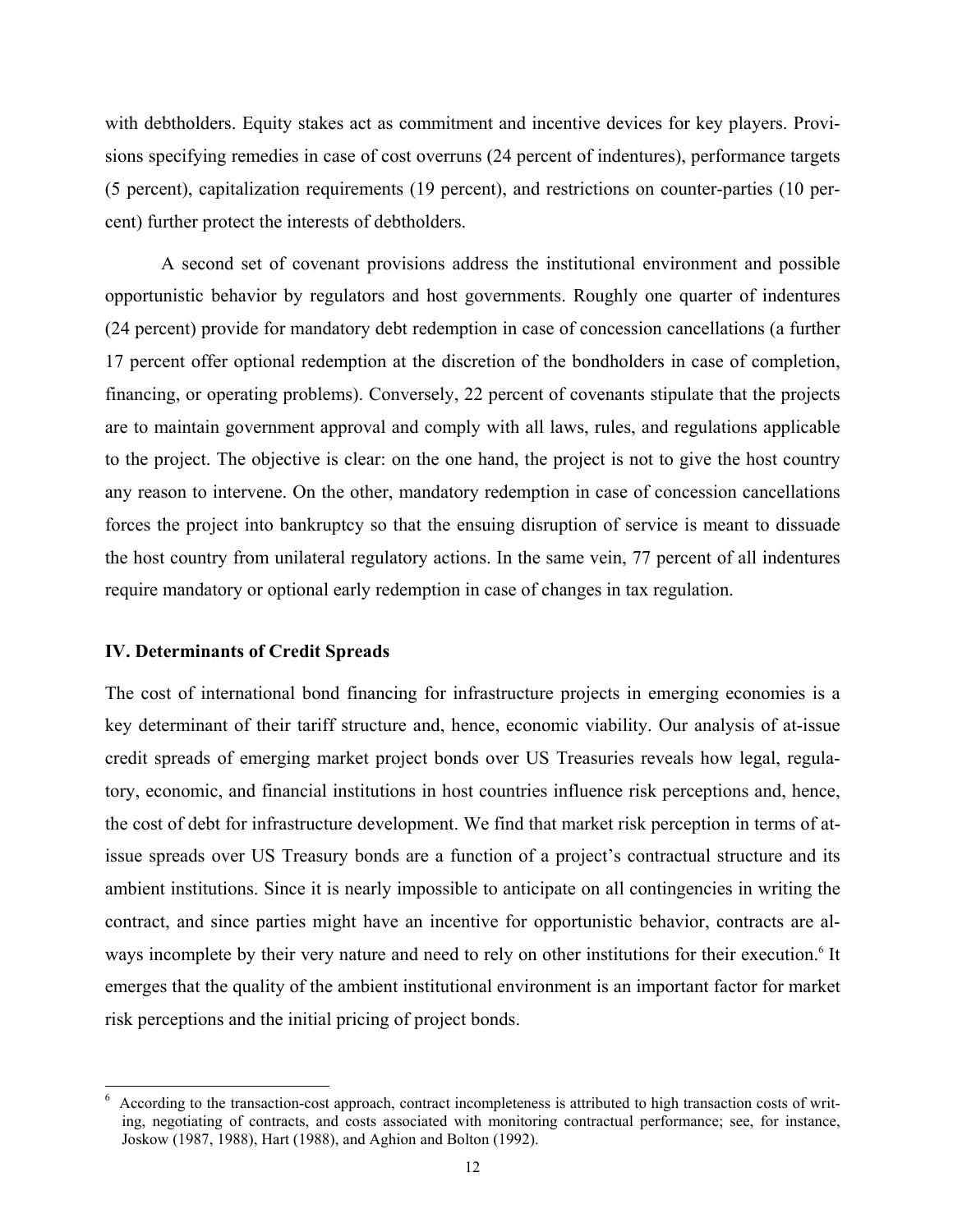with debtholders. Equity stakes act as commitment and incentive devices for key players. Provisions specifying remedies in case of cost overruns (24 percent of indentures), performance targets (5 percent), capitalization requirements (19 percent), and restrictions on counter-parties (10 percent) further protect the interests of debtholders.

A second set of covenant provisions address the institutional environment and possible opportunistic behavior by regulators and host governments. Roughly one quarter of indentures (24 percent) provide for mandatory debt redemption in case of concession cancellations (a further 17 percent offer optional redemption at the discretion of the bondholders in case of completion, financing, or operating problems). Conversely, 22 percent of covenants stipulate that the projects are to maintain government approval and comply with all laws, rules, and regulations applicable to the project. The objective is clear: on the one hand, the project is not to give the host country any reason to intervene. On the other, mandatory redemption in case of concession cancellations forces the project into bankruptcy so that the ensuing disruption of service is meant to dissuade the host country from unilateral regulatory actions. In the same vein, 77 percent of all indentures require mandatory or optional early redemption in case of changes in tax regulation.

## IV. Determinants of Credit Spreads

The cost of international bond financing for infrastructure projects in emerging economies is a key determinant of their tariff structure and, hence, economic viability. Our analysis of at-issue credit spreads of emerging market project bonds over US Treasuries reveals how legal, regulatory, economic, and financial institutions in host countries influence risk perceptions and, hence, the cost of debt for infrastructure development. We find that market risk perception in terms of at-issue spreads over US Treasury bonds are a function of a project's contractual structure and its ambient institutions. Since it is nearly impossible to anticipate on all contingencies in writing the contract, and since parties might have an incentive for opportunistic behavior, contracts are always incomplete by their very nature and need to rely on other institutions for their execution.[6] It emerges that the quality of the ambient institutional environment is an important factor for market risk perceptions and the initial pricing of project bonds.

---

[6] According to the transaction-cost approach, contract incompleteness is attributed to high transaction costs of writing, negotiating of contracts, and costs associated with monitoring contractual performance; see, for instance, Joskow (1987, 1988), Hart (1988), and Aghion and Bolton (1992).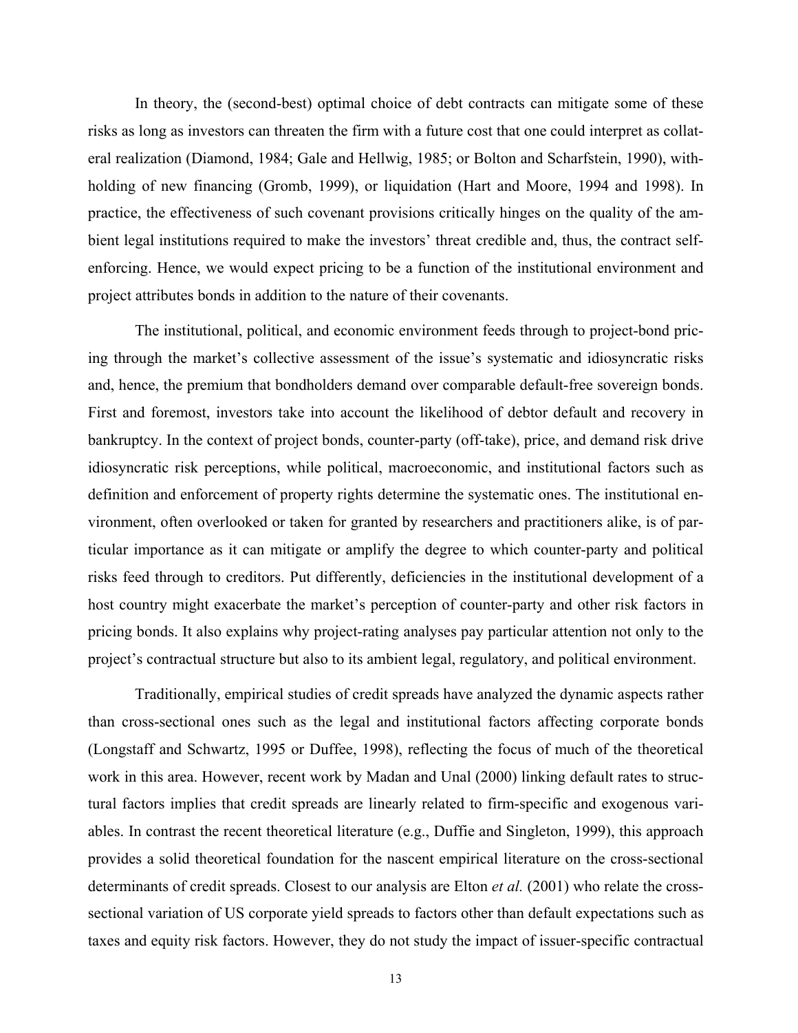In theory, the (second-best) optimal choice of debt contracts can mitigate some of these risks as long as investors can threaten the firm with a future cost that one could interpret as collateral realization (Diamond, 1984; Gale and Hellwig, 1985; or Bolton and Scharfstein, 1990), withholding of new financing (Gromb, 1999), or liquidation (Hart and Moore, 1994 and 1998). In practice, the effectiveness of such covenant provisions critically hinges on the quality of the ambient legal institutions required to make the investors' threat credible and, thus, the contract self-enforcing. Hence, we would expect pricing to be a function of the institutional environment and project attributes bonds in addition to the nature of their covenants.

The institutional, political, and economic environment feeds through to project-bond pricing through the market's collective assessment of the issue's systematic and idiosyncratic risks and, hence, the premium that bondholders demand over comparable default-free sovereign bonds. First and foremost, investors take into account the likelihood of debtor default and recovery in bankruptcy. In the context of project bonds, counter-party (off-take), price, and demand risk drive idiosyncratic risk perceptions, while political, macroeconomic, and institutional factors such as definition and enforcement of property rights determine the systematic ones. The institutional environment, often overlooked or taken for granted by researchers and practitioners alike, is of particular importance as it can mitigate or amplify the degree to which counter-party and political risks feed through to creditors. Put differently, deficiencies in the institutional development of a host country might exacerbate the market's perception of counter-party and other risk factors in pricing bonds. It also explains why project-rating analyses pay particular attention not only to the project's contractual structure but also to its ambient legal, regulatory, and political environment.

Traditionally, empirical studies of credit spreads have analyzed the dynamic aspects rather than cross-sectional ones such as the legal and institutional factors affecting corporate bonds (Longstaff and Schwartz, 1995 or Duffee, 1998), reflecting the focus of much of the theoretical work in this area. However, recent work by Madan and Unal (2000) linking default rates to structural factors implies that credit spreads are linearly related to firm-specific and exogenous variables. In contrast the recent theoretical literature (e.g., Duffie and Singleton, 1999), this approach provides a solid theoretical foundation for the nascent empirical literature on the cross-sectional determinants of credit spreads. Closest to our analysis are Elton *et al.* (2001) who relate the cross-sectional variation of US corporate yield spreads to factors other than default expectations such as taxes and equity risk factors. However, they do not study the impact of issuer-specific contractual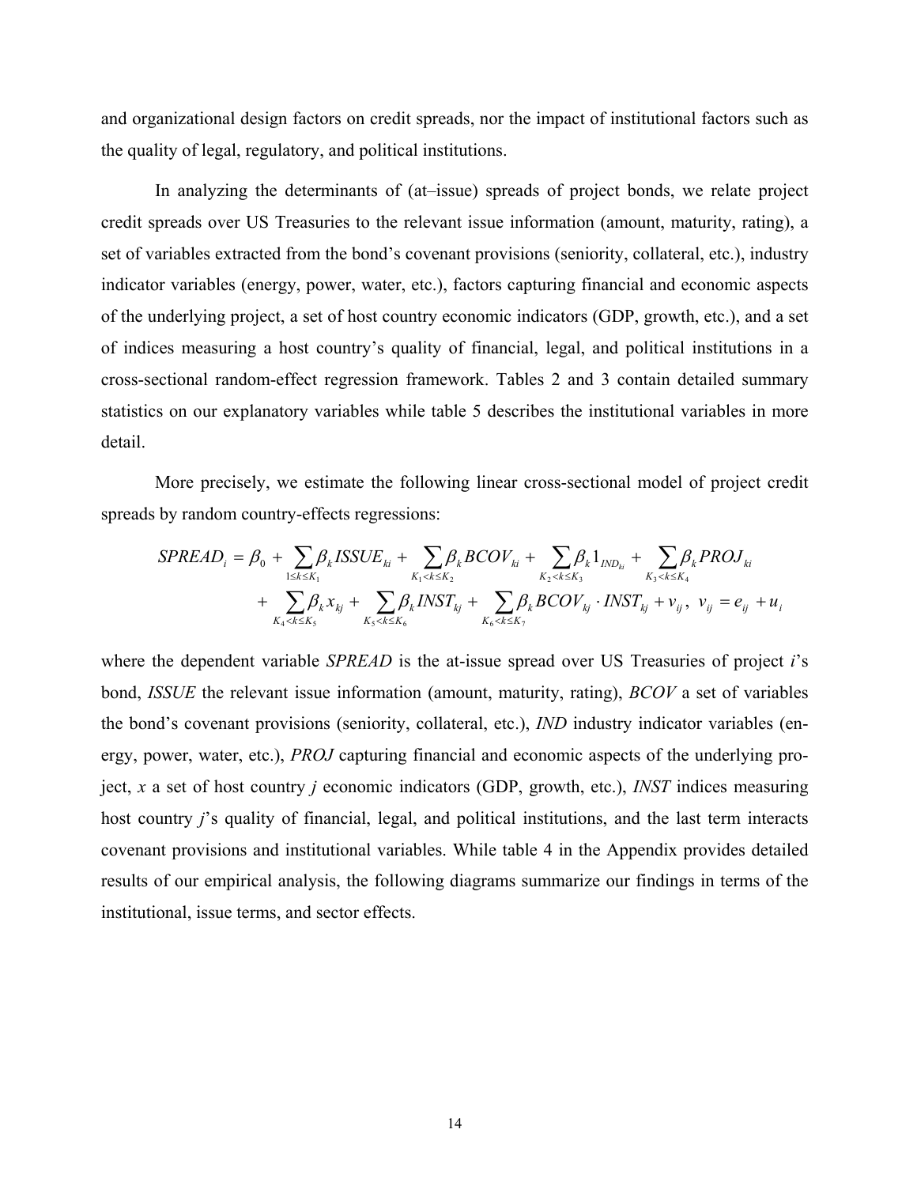and organizational design factors on credit spreads, nor the impact of institutional factors such as the quality of legal, regulatory, and political institutions.

In analyzing the determinants of (at–issue) spreads of project bonds, we relate project credit spreads over US Treasuries to the relevant issue information (amount, maturity, rating), a set of variables extracted from the bond's covenant provisions (seniority, collateral, etc.), industry indicator variables (energy, power, water, etc.), factors capturing financial and economic aspects of the underlying project, a set of host country economic indicators (GDP, growth, etc.), and a set of indices measuring a host country's quality of financial, legal, and political institutions in a cross-sectional random-effect regression framework. Tables 2 and 3 contain detailed summary statistics on our explanatory variables while table 5 describes the institutional variables in more detail.

More precisely, we estimate the following linear cross-sectional model of project credit spreads by random country-effects regressions:

$$
\begin{aligned}
SPREAD_i = \beta_0 &+ \sum_{1 \le k \le K_1} \beta_k ISSUE_{ki} + \sum_{K_1 < k \le K_2} \beta_k BCOV_{ki} + \sum_{K_2 < k \le K_3} \beta_k 1_{IND_{ki}} + \sum_{K_3 < k \le K_4} \beta_k PROJ_{ki} \\
&+ \sum_{K_4 < k \le K_5} \beta_k x_{kj} + \sum_{K_5 < k \le K_6} \beta_k INST_{kj} + \sum_{K_6 < k \le K_7} \beta_k BCOV_{kj} \cdot INST_{kj} + v_{ij}, \; v_{ij} = e_{ij} + u_i
\end{aligned}
$$

where the dependent variable *SPREAD* is the at-issue spread over US Treasuries of project *i*'s bond, *ISSUE* the relevant issue information (amount, maturity, rating), *BCOV* a set of variables the bond's covenant provisions (seniority, collateral, etc.), *IND* industry indicator variables (energy, power, water, etc.), *PROJ* capturing financial and economic aspects of the underlying project, *x* a set of host country *j* economic indicators (GDP, growth, etc.), *INST* indices measuring host country *j*'s quality of financial, legal, and political institutions, and the last term interacts covenant provisions and institutional variables. While table 4 in the Appendix provides detailed results of our empirical analysis, the following diagrams summarize our findings in terms of the institutional, issue terms, and sector effects.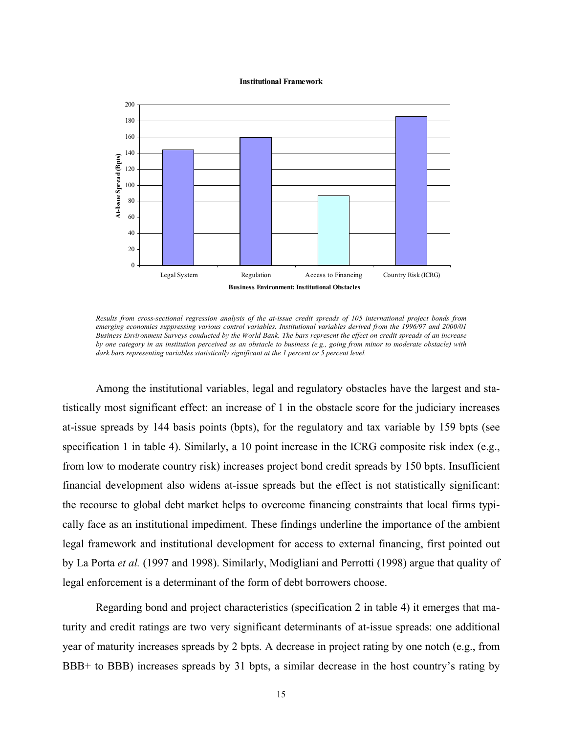**Institutional Framework**

| Business Environment: Institutional Obstacles | At-Issue Spread (Bpts) |
|---|---|
| Legal System | 144 |
| Regulation | 159 |
| Access to Financing | 87 |
| Country Risk (ICRG) | 185 |

*Results from cross-sectional regression analysis of the at-issue credit spreads of 105 international project bonds from emerging economies suppressing various control variables. Institutional variables derived from the 1996/97 and 2000/01 Business Environment Surveys conducted by the World Bank. The bars represent the effect on credit spreads of an increase by one category in an institution perceived as an obstacle to business (e.g., going from minor to moderate obstacle) with dark bars representing variables statistically significant at the 1 percent or 5 percent level.*

Among the institutional variables, legal and regulatory obstacles have the largest and statistically most significant effect: an increase of 1 in the obstacle score for the judiciary increases at-issue spreads by 144 basis points (bpts), for the regulatory and tax variable by 159 bpts (see specification 1 in table 4). Similarly, a 10 point increase in the ICRG composite risk index (e.g., from low to moderate country risk) increases project bond credit spreads by 150 bpts. Insufficient financial development also widens at-issue spreads but the effect is not statistically significant: the recourse to global debt market helps to overcome financing constraints that local firms typically face as an institutional impediment. These findings underline the importance of the ambient legal framework and institutional development for access to external financing, first pointed out by La Porta *et al.* (1997 and 1998). Similarly, Modigliani and Perrotti (1998) argue that quality of legal enforcement is a determinant of the form of debt borrowers choose.

Regarding bond and project characteristics (specification 2 in table 4) it emerges that maturity and credit ratings are two very significant determinants of at-issue spreads: one additional year of maturity increases spreads by 2 bpts. A decrease in project rating by one notch (e.g., from BBB+ to BBB) increases spreads by 31 bpts, a similar decrease in the host country's rating by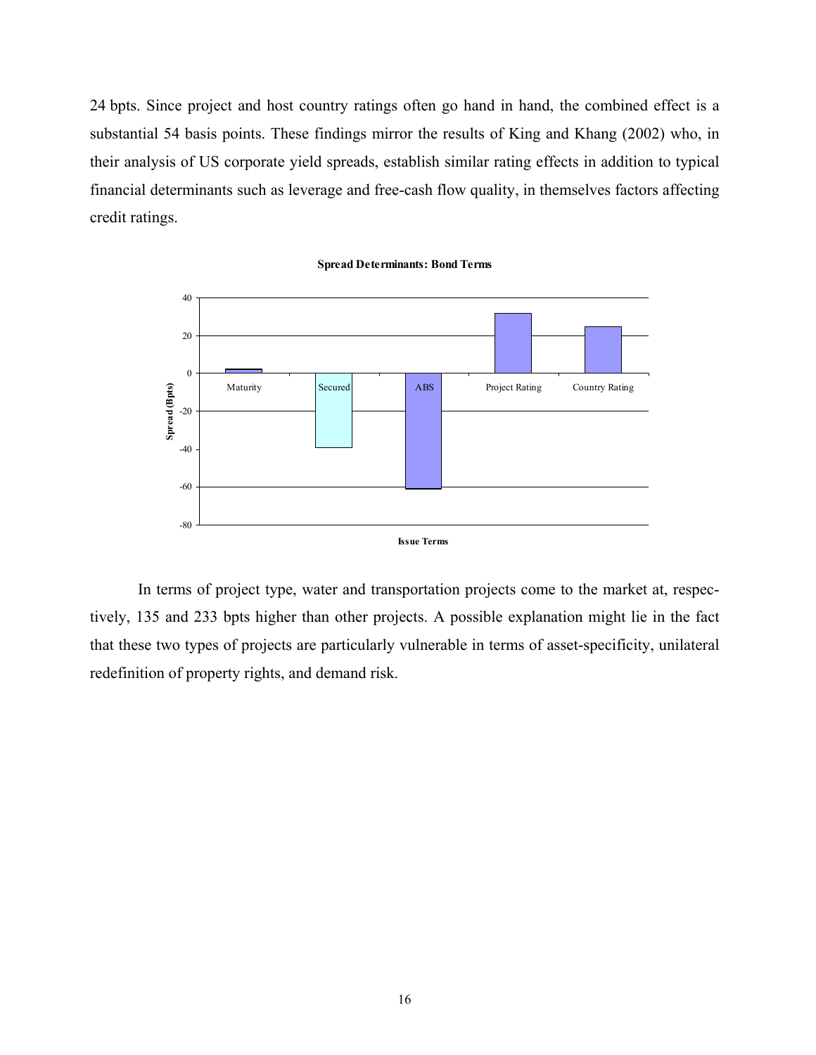24 bpts. Since project and host country ratings often go hand in hand, the combined effect is a substantial 54 basis points. These findings mirror the results of King and Khang (2002) who, in their analysis of US corporate yield spreads, establish similar rating effects in addition to typical financial determinants such as leverage and free-cash flow quality, in themselves factors affecting credit ratings.

**Spread Determinants: Bond Terms**

In terms of project type, water and transportation projects come to the market at, respectively, 135 and 233 bpts higher than other projects. A possible explanation might lie in the fact that these two types of projects are particularly vulnerable in terms of asset-specificity, unilateral redefinition of property rights, and demand risk.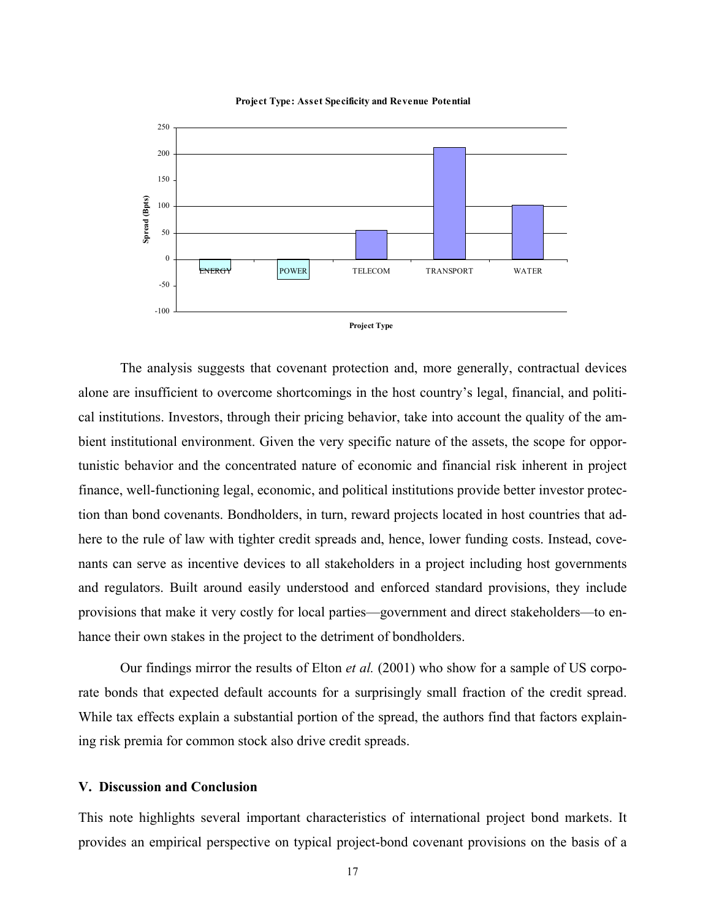**Project Type: Asset Specificity and Revenue Potential**

The analysis suggests that covenant protection and, more generally, contractual devices alone are insufficient to overcome shortcomings in the host country's legal, financial, and political institutions. Investors, through their pricing behavior, take into account the quality of the ambient institutional environment. Given the very specific nature of the assets, the scope for opportunistic behavior and the concentrated nature of economic and financial risk inherent in project finance, well-functioning legal, economic, and political institutions provide better investor protection than bond covenants. Bondholders, in turn, reward projects located in host countries that adhere to the rule of law with tighter credit spreads and, hence, lower funding costs. Instead, covenants can serve as incentive devices to all stakeholders in a project including host governments and regulators. Built around easily understood and enforced standard provisions, they include provisions that make it very costly for local parties—government and direct stakeholders—to enhance their own stakes in the project to the detriment of bondholders.

Our findings mirror the results of Elton *et al.* (2001) who show for a sample of US corporate bonds that expected default accounts for a surprisingly small fraction of the credit spread. While tax effects explain a substantial portion of the spread, the authors find that factors explaining risk premia for common stock also drive credit spreads.

## V. Discussion and Conclusion

This note highlights several important characteristics of international project bond markets. It provides an empirical perspective on typical project-bond covenant provisions on the basis of a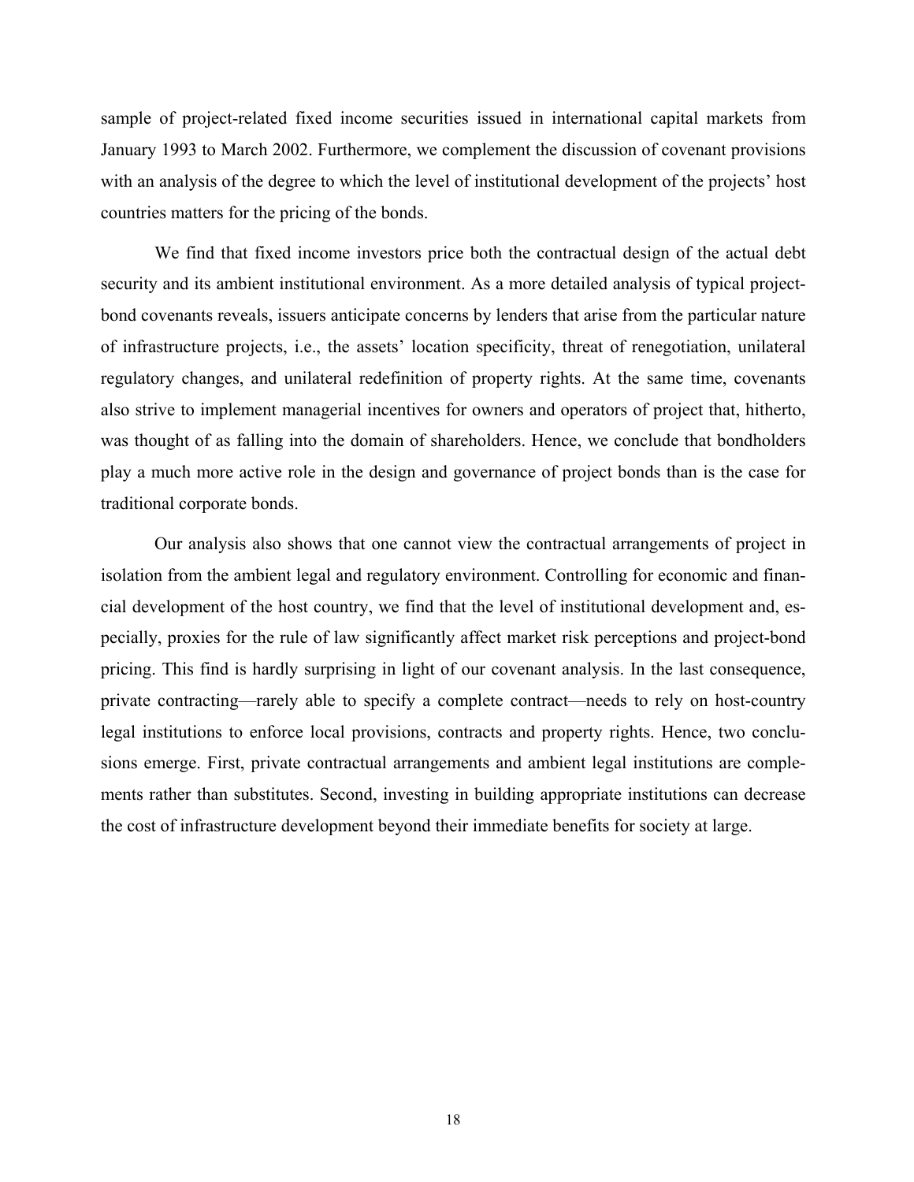sample of project-related fixed income securities issued in international capital markets from January 1993 to March 2002. Furthermore, we complement the discussion of covenant provisions with an analysis of the degree to which the level of institutional development of the projects' host countries matters for the pricing of the bonds.

We find that fixed income investors price both the contractual design of the actual debt security and its ambient institutional environment. As a more detailed analysis of typical project-bond covenants reveals, issuers anticipate concerns by lenders that arise from the particular nature of infrastructure projects, i.e., the assets' location specificity, threat of renegotiation, unilateral regulatory changes, and unilateral redefinition of property rights. At the same time, covenants also strive to implement managerial incentives for owners and operators of project that, hitherto, was thought of as falling into the domain of shareholders. Hence, we conclude that bondholders play a much more active role in the design and governance of project bonds than is the case for traditional corporate bonds.

Our analysis also shows that one cannot view the contractual arrangements of project in isolation from the ambient legal and regulatory environment. Controlling for economic and financial development of the host country, we find that the level of institutional development and, especially, proxies for the rule of law significantly affect market risk perceptions and project-bond pricing. This find is hardly surprising in light of our covenant analysis. In the last consequence, private contracting—rarely able to specify a complete contract—needs to rely on host-country legal institutions to enforce local provisions, contracts and property rights. Hence, two conclusions emerge. First, private contractual arrangements and ambient legal institutions are complements rather than substitutes. Second, investing in building appropriate institutions can decrease the cost of infrastructure development beyond their immediate benefits for society at large.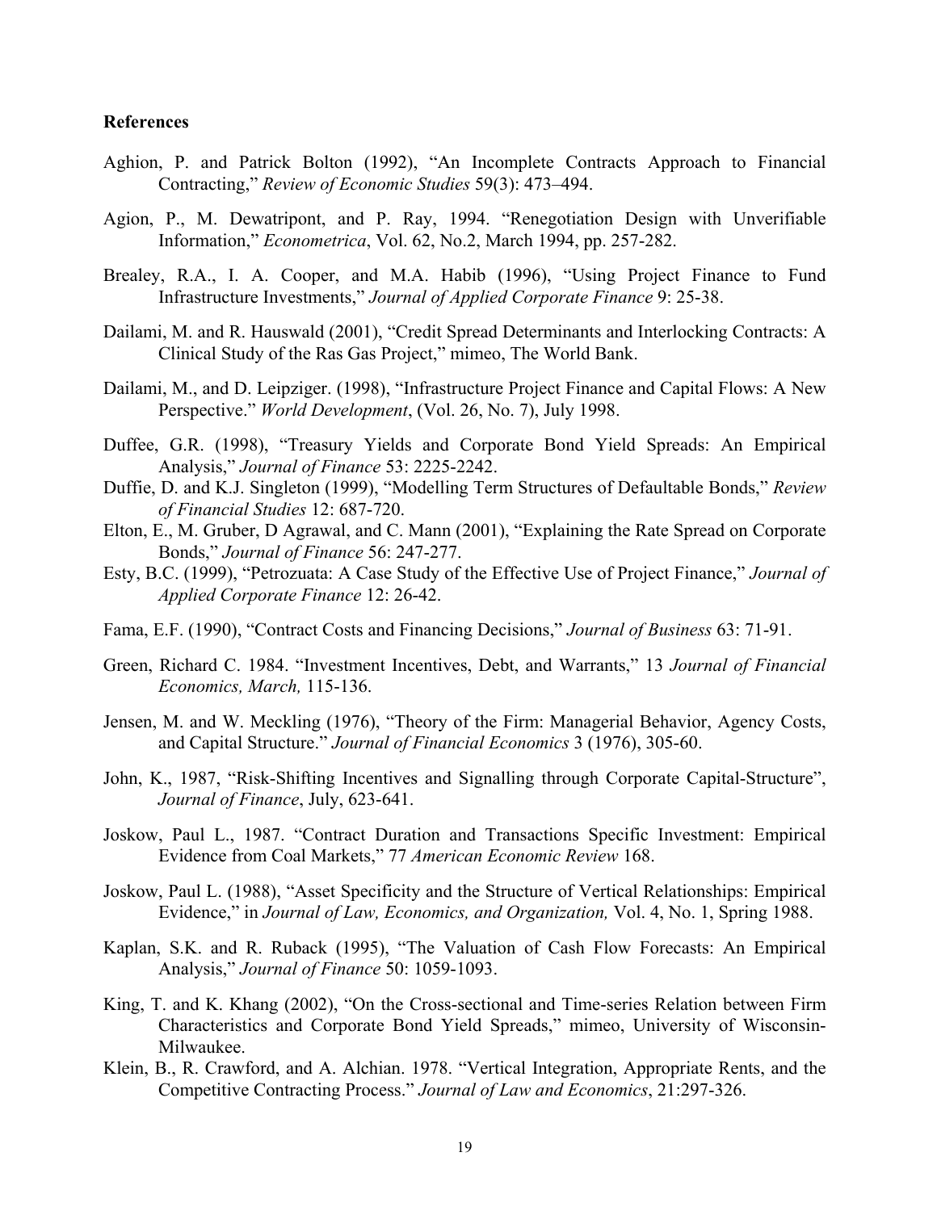**References**

Aghion, P. and Patrick Bolton (1992), "An Incomplete Contracts Approach to Financial Contracting," *Review of Economic Studies* 59(3): 473–494.

Agion, P., M. Dewatripont, and P. Ray, 1994. "Renegotiation Design with Unverifiable Information," *Econometrica*, Vol. 62, No.2, March 1994, pp. 257-282.

Brealey, R.A., I. A. Cooper, and M.A. Habib (1996), "Using Project Finance to Fund Infrastructure Investments," *Journal of Applied Corporate Finance* 9: 25-38.

Dailami, M. and R. Hauswald (2001), "Credit Spread Determinants and Interlocking Contracts: A Clinical Study of the Ras Gas Project," mimeo, The World Bank.

Dailami, M., and D. Leipziger. (1998), "Infrastructure Project Finance and Capital Flows: A New Perspective." *World Development*, (Vol. 26, No. 7), July 1998.

Duffee, G.R. (1998), "Treasury Yields and Corporate Bond Yield Spreads: An Empirical Analysis," *Journal of Finance* 53: 2225-2242.

Duffie, D. and K.J. Singleton (1999), "Modelling Term Structures of Defaultable Bonds," *Review of Financial Studies* 12: 687-720.

Elton, E., M. Gruber, D Agrawal, and C. Mann (2001), "Explaining the Rate Spread on Corporate Bonds," *Journal of Finance* 56: 247-277.

Esty, B.C. (1999), "Petrozuata: A Case Study of the Effective Use of Project Finance," *Journal of Applied Corporate Finance* 12: 26-42.

Fama, E.F. (1990), "Contract Costs and Financing Decisions," *Journal of Business* 63: 71-91.

Green, Richard C. 1984. "Investment Incentives, Debt, and Warrants," 13 *Journal of Financial Economics, March,* 115-136.

Jensen, M. and W. Meckling (1976), "Theory of the Firm: Managerial Behavior, Agency Costs, and Capital Structure." *Journal of Financial Economics* 3 (1976), 305-60.

John, K., 1987, "Risk-Shifting Incentives and Signalling through Corporate Capital-Structure", *Journal of Finance*, July, 623-641.

Joskow, Paul L., 1987. "Contract Duration and Transactions Specific Investment: Empirical Evidence from Coal Markets," 77 *American Economic Review* 168.

Joskow, Paul L. (1988), "Asset Specificity and the Structure of Vertical Relationships: Empirical Evidence," in *Journal of Law, Economics, and Organization,* Vol. 4, No. 1, Spring 1988.

Kaplan, S.K. and R. Ruback (1995), "The Valuation of Cash Flow Forecasts: An Empirical Analysis," *Journal of Finance* 50: 1059-1093.

King, T. and K. Khang (2002), "On the Cross-sectional and Time-series Relation between Firm Characteristics and Corporate Bond Yield Spreads," mimeo, University of Wisconsin-Milwaukee.

Klein, B., R. Crawford, and A. Alchian. 1978. "Vertical Integration, Appropriate Rents, and the Competitive Contracting Process." *Journal of Law and Economics*, 21:297-326.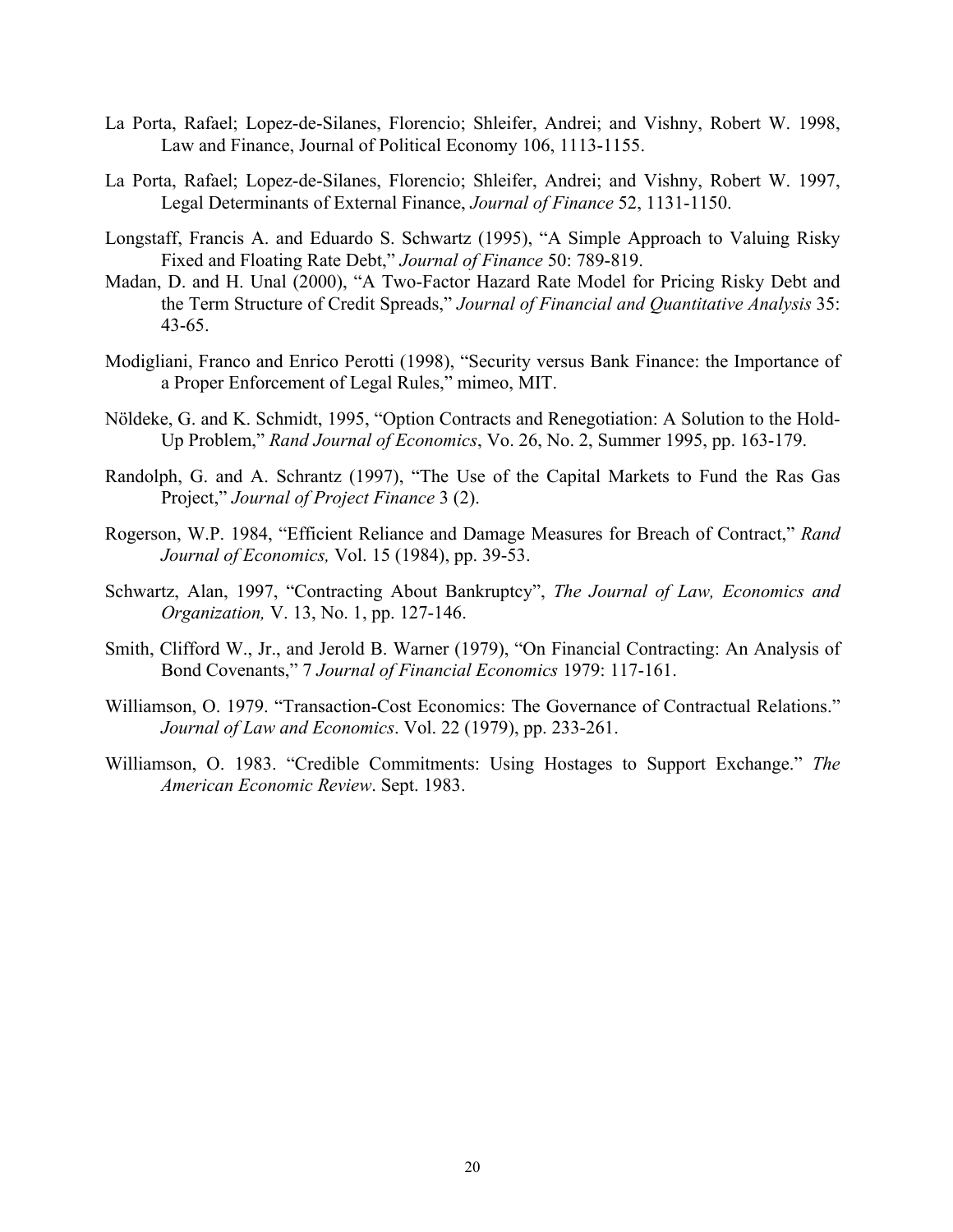La Porta, Rafael; Lopez-de-Silanes, Florencio; Shleifer, Andrei; and Vishny, Robert W. 1998, Law and Finance, Journal of Political Economy 106, 1113-1155.

La Porta, Rafael; Lopez-de-Silanes, Florencio; Shleifer, Andrei; and Vishny, Robert W. 1997, Legal Determinants of External Finance, *Journal of Finance* 52, 1131-1150.

Longstaff, Francis A. and Eduardo S. Schwartz (1995), "A Simple Approach to Valuing Risky Fixed and Floating Rate Debt," *Journal of Finance* 50: 789-819.

Madan, D. and H. Unal (2000), "A Two-Factor Hazard Rate Model for Pricing Risky Debt and the Term Structure of Credit Spreads," *Journal of Financial and Quantitative Analysis* 35: 43-65.

Modigliani, Franco and Enrico Perotti (1998), "Security versus Bank Finance: the Importance of a Proper Enforcement of Legal Rules," mimeo, MIT.

Nöldeke, G. and K. Schmidt, 1995, "Option Contracts and Renegotiation: A Solution to the Hold-Up Problem," *Rand Journal of Economics*, Vo. 26, No. 2, Summer 1995, pp. 163-179.

Randolph, G. and A. Schrantz (1997), "The Use of the Capital Markets to Fund the Ras Gas Project," *Journal of Project Finance* 3 (2).

Rogerson, W.P. 1984, "Efficient Reliance and Damage Measures for Breach of Contract," *Rand Journal of Economics,* Vol. 15 (1984), pp. 39-53.

Schwartz, Alan, 1997, "Contracting About Bankruptcy", *The Journal of Law, Economics and Organization,* V. 13, No. 1, pp. 127-146.

Smith, Clifford W., Jr., and Jerold B. Warner (1979), "On Financial Contracting: An Analysis of Bond Covenants," 7 *Journal of Financial Economics* 1979: 117-161.

Williamson, O. 1979. "Transaction-Cost Economics: The Governance of Contractual Relations." *Journal of Law and Economics*. Vol. 22 (1979), pp. 233-261.

Williamson, O. 1983. "Credible Commitments: Using Hostages to Support Exchange." *The American Economic Review*. Sept. 1983.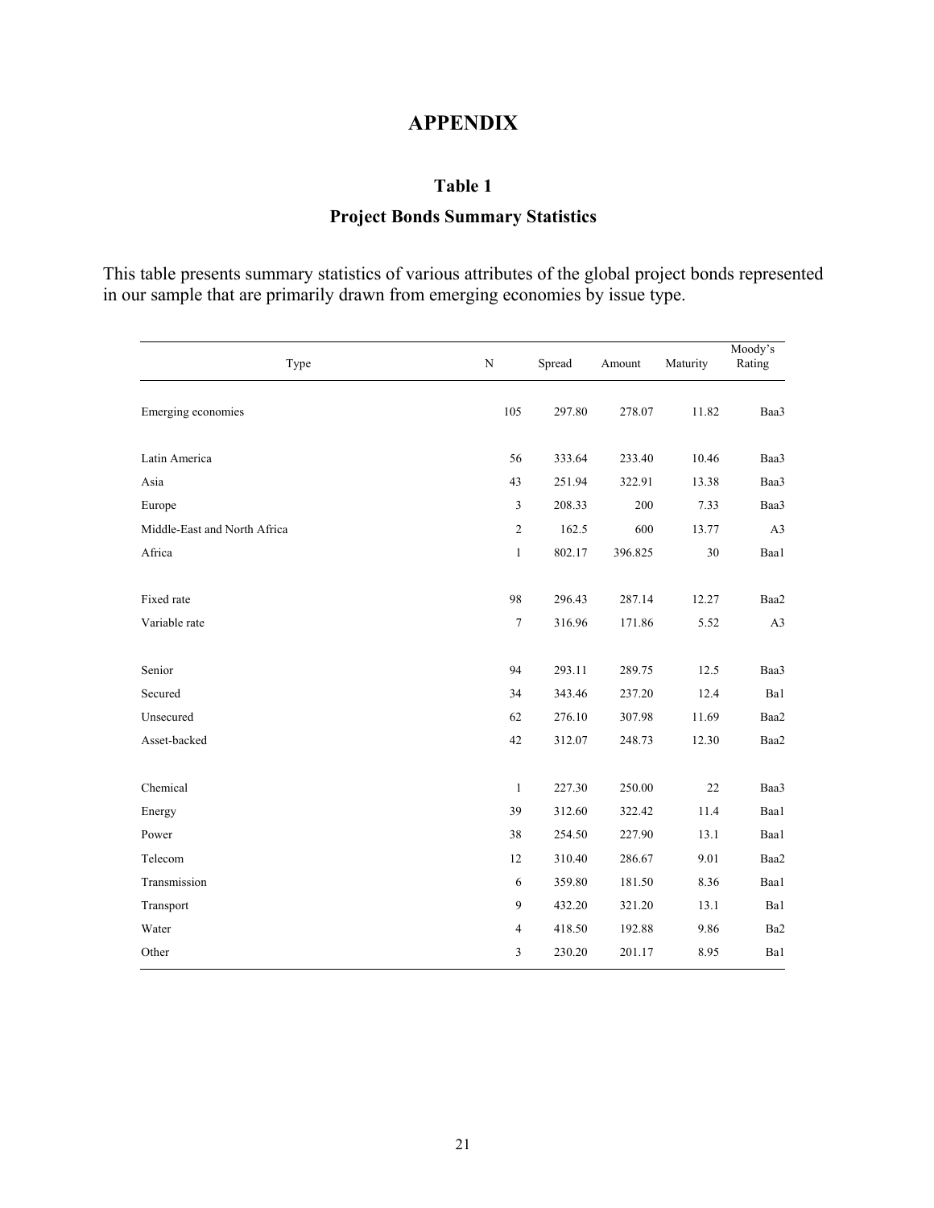# APPENDIX

## Table 1

### Project Bonds Summary Statistics

This table presents summary statistics of various attributes of the global project bonds represented in our sample that are primarily drawn from emerging economies by issue type.

| Type | N | Spread | Amount | Maturity | Moody's Rating |
|---|---|---|---|---|---|
| Emerging economies | 105 | 297.80 | 278.07 | 11.82 | Baa3 |
| Latin America | 56 | 333.64 | 233.40 | 10.46 | Baa3 |
| Asia | 43 | 251.94 | 322.91 | 13.38 | Baa3 |
| Europe | 3 | 208.33 | 200 | 7.33 | Baa3 |
| Middle-East and North Africa | 2 | 162.5 | 600 | 13.77 | A3 |
| Africa | 1 | 802.17 | 396.825 | 30 | Baa1 |
| Fixed rate | 98 | 296.43 | 287.14 | 12.27 | Baa2 |
| Variable rate | 7 | 316.96 | 171.86 | 5.52 | A3 |
| Senior | 94 | 293.11 | 289.75 | 12.5 | Baa3 |
| Secured | 34 | 343.46 | 237.20 | 12.4 | Ba1 |
| Unsecured | 62 | 276.10 | 307.98 | 11.69 | Baa2 |
| Asset-backed | 42 | 312.07 | 248.73 | 12.30 | Baa2 |
| Chemical | 1 | 227.30 | 250.00 | 22 | Baa3 |
| Energy | 39 | 312.60 | 322.42 | 11.4 | Baa1 |
| Power | 38 | 254.50 | 227.90 | 13.1 | Baa1 |
| Telecom | 12 | 310.40 | 286.67 | 9.01 | Baa2 |
| Transmission | 6 | 359.80 | 181.50 | 8.36 | Baa1 |
| Transport | 9 | 432.20 | 321.20 | 13.1 | Ba1 |
| Water | 4 | 418.50 | 192.88 | 9.86 | Ba2 |
| Other | 3 | 230.20 | 201.17 | 8.95 | Ba1 |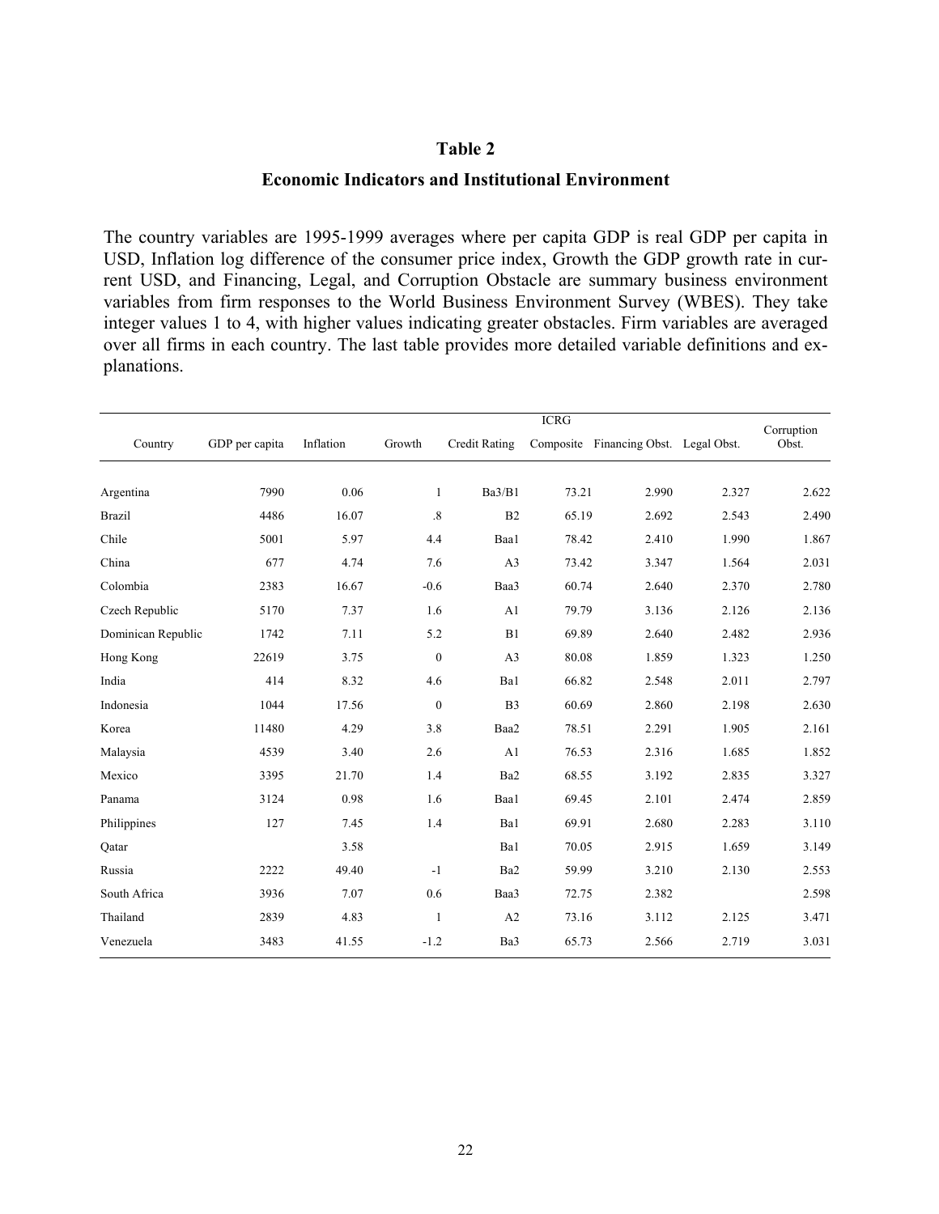## Table 2

### Economic Indicators and Institutional Environment

The country variables are 1995-1999 averages where per capita GDP is real GDP per capita in USD, Inflation log difference of the consumer price index, Growth the GDP growth rate in current USD, and Financing, Legal, and Corruption Obstacle are summary business environment variables from firm responses to the World Business Environment Survey (WBES). They take integer values 1 to 4, with higher values indicating greater obstacles. Firm variables are averaged over all firms in each country. The last table provides more detailed variable definitions and explanations.

| Country | GDP per capita | Inflation | Growth | Credit Rating | ICRG Composite | Financing Obst. | Legal Obst. | Corruption Obst. |
|---|---|---|---|---|---|---|---|---|
| Argentina | 7990 | 0.06 | 1 | Ba3/B1 | 73.21 | 2.990 | 2.327 | 2.622 |
| Brazil | 4486 | 16.07 | .8 | B2 | 65.19 | 2.692 | 2.543 | 2.490 |
| Chile | 5001 | 5.97 | 4.4 | Baa1 | 78.42 | 2.410 | 1.990 | 1.867 |
| China | 677 | 4.74 | 7.6 | A3 | 73.42 | 3.347 | 1.564 | 2.031 |
| Colombia | 2383 | 16.67 | -0.6 | Baa3 | 60.74 | 2.640 | 2.370 | 2.780 |
| Czech Republic | 5170 | 7.37 | 1.6 | A1 | 79.79 | 3.136 | 2.126 | 2.136 |
| Dominican Republic | 1742 | 7.11 | 5.2 | B1 | 69.89 | 2.640 | 2.482 | 2.936 |
| Hong Kong | 22619 | 3.75 | 0 | A3 | 80.08 | 1.859 | 1.323 | 1.250 |
| India | 414 | 8.32 | 4.6 | Ba1 | 66.82 | 2.548 | 2.011 | 2.797 |
| Indonesia | 1044 | 17.56 | 0 | B3 | 60.69 | 2.860 | 2.198 | 2.630 |
| Korea | 11480 | 4.29 | 3.8 | Baa2 | 78.51 | 2.291 | 1.905 | 2.161 |
| Malaysia | 4539 | 3.40 | 2.6 | A1 | 76.53 | 2.316 | 1.685 | 1.852 |
| Mexico | 3395 | 21.70 | 1.4 | Ba2 | 68.55 | 3.192 | 2.835 | 3.327 |
| Panama | 3124 | 0.98 | 1.6 | Baa1 | 69.45 | 2.101 | 2.474 | 2.859 |
| Philippines | 127 | 7.45 | 1.4 | Ba1 | 69.91 | 2.680 | 2.283 | 3.110 |
| Qatar | | 3.58 | | Ba1 | 70.05 | 2.915 | 1.659 | 3.149 |
| Russia | 2222 | 49.40 | -1 | Ba2 | 59.99 | 3.210 | 2.130 | 2.553 |
| South Africa | 3936 | 7.07 | 0.6 | Baa3 | 72.75 | 2.382 | | 2.598 |
| Thailand | 2839 | 4.83 | 1 | A2 | 73.16 | 3.112 | 2.125 | 3.471 |
| Venezuela | 3483 | 41.55 | -1.2 | Ba3 | 65.73 | 2.566 | 2.719 | 3.031 |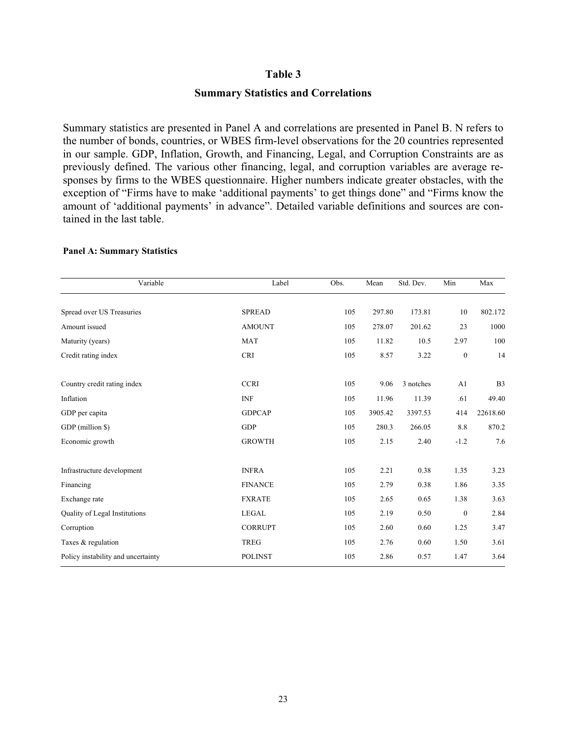## Table 3

## Summary Statistics and Correlations

Summary statistics are presented in Panel A and correlations are presented in Panel B. N refers to the number of bonds, countries, or WBES firm-level observations for the 20 countries represented in our sample. GDP, Inflation, Growth, and Financing, Legal, and Corruption Constraints are as previously defined. The various other financing, legal, and corruption variables are average responses by firms to the WBES questionnaire. Higher numbers indicate greater obstacles, with the exception of "Firms have to make 'additional payments' to get things done" and "Firms know the amount of 'additional payments' in advance". Detailed variable definitions and sources are contained in the last table.

**Panel A: Summary Statistics**

| Variable | Label | Obs. | Mean | Std. Dev. | Min | Max |
|---|---|---|---|---|---|---|
| Spread over US Treasuries | SPREAD | 105 | 297.80 | 173.81 | 10 | 802.172 |
| Amount issued | AMOUNT | 105 | 278.07 | 201.62 | 23 | 1000 |
| Maturity (years) | MAT | 105 | 11.82 | 10.5 | 2.97 | 100 |
| Credit rating index | CRI | 105 | 8.57 | 3.22 | 0 | 14 |
| Country credit rating index | CCRI | 105 | 9.06 | 3 notches | A1 | B3 |
| Inflation | INF | 105 | 11.96 | 11.39 | .61 | 49.40 |
| GDP per capita | GDPCAP | 105 | 3905.42 | 3397.53 | 414 | 22618.60 |
| GDP (million $) | GDP | 105 | 280.3 | 266.05 | 8.8 | 870.2 |
| Economic growth | GROWTH | 105 | 2.15 | 2.40 | -1.2 | 7.6 |
| Infrastructure development | INFRA | 105 | 2.21 | 0.38 | 1.35 | 3.23 |
| Financing | FINANCE | 105 | 2.79 | 0.38 | 1.86 | 3.35 |
| Exchange rate | FXRATE | 105 | 2.65 | 0.65 | 1.38 | 3.63 |
| Quality of Legal Institutions | LEGAL | 105 | 2.19 | 0.50 | 0 | 2.84 |
| Corruption | CORRUPT | 105 | 2.60 | 0.60 | 1.25 | 3.47 |
| Taxes & regulation | TREG | 105 | 2.76 | 0.60 | 1.50 | 3.61 |
| Policy instability and uncertainty | POLINST | 105 | 2.86 | 0.57 | 1.47 | 3.64 |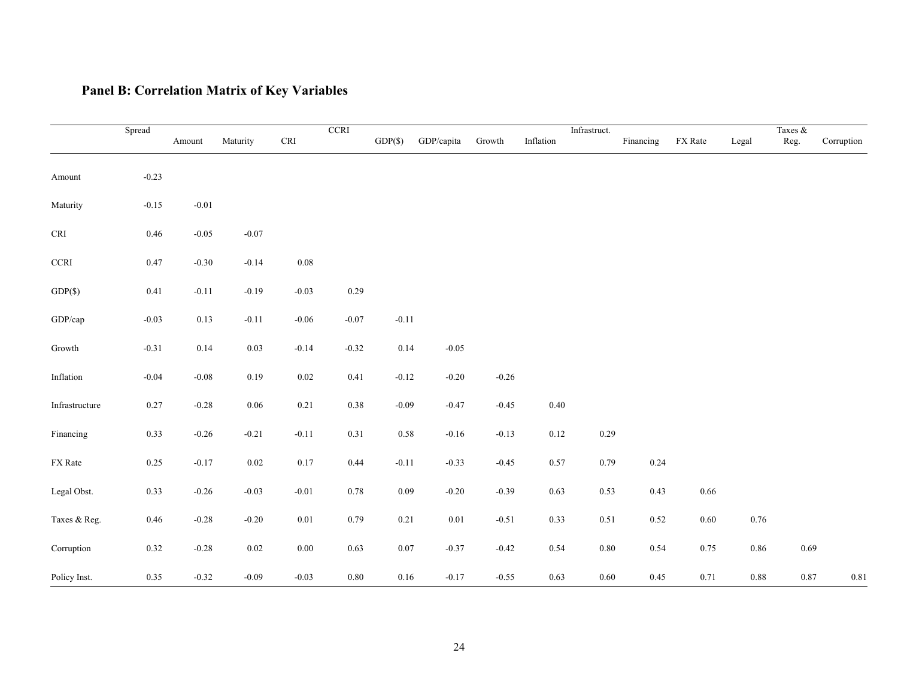## Panel B: Correlation Matrix of Key Variables

| | Spread | Amount | Maturity | CRI | CCRI | GDP($) | GDP/capita | Growth | Inflation | Infrastruct. | Financing | FX Rate | Legal | Taxes & Reg. | Corruption |
|---|---|---|---|---|---|---|---|---|---|---|---|---|---|---|---|
| Amount | -0.23 | | | | | | | | | | | | | | |
| Maturity | -0.15 | -0.01 | | | | | | | | | | | | | |
| CRI | 0.46 | -0.05 | -0.07 | | | | | | | | | | | | |
| CCRI | 0.47 | -0.30 | -0.14 | 0.08 | | | | | | | | | | | |
| GDP($) | 0.41 | -0.11 | -0.19 | -0.03 | 0.29 | | | | | | | | | | |
| GDP/cap | -0.03 | 0.13 | -0.11 | -0.06 | -0.07 | -0.11 | | | | | | | | | |
| Growth | -0.31 | 0.14 | 0.03 | -0.14 | -0.32 | 0.14 | -0.05 | | | | | | | | |
| Inflation | -0.04 | -0.08 | 0.19 | 0.02 | 0.41 | -0.12 | -0.20 | -0.26 | | | | | | | |
| Infrastructure | 0.27 | -0.28 | 0.06 | 0.21 | 0.38 | -0.09 | -0.47 | -0.45 | 0.40 | | | | | | |
| Financing | 0.33 | -0.26 | -0.21 | -0.11 | 0.31 | 0.58 | -0.16 | -0.13 | 0.12 | 0.29 | | | | | |
| FX Rate | 0.25 | -0.17 | 0.02 | 0.17 | 0.44 | -0.11 | -0.33 | -0.45 | 0.57 | 0.79 | 0.24 | | | | |
| Legal Obst. | 0.33 | -0.26 | -0.03 | -0.01 | 0.78 | 0.09 | -0.20 | -0.39 | 0.63 | 0.53 | 0.43 | 0.66 | | | |
| Taxes & Reg. | 0.46 | -0.28 | -0.20 | 0.01 | 0.79 | 0.21 | 0.01 | -0.51 | 0.33 | 0.51 | 0.52 | 0.60 | 0.76 | | |
| Corruption | 0.32 | -0.28 | 0.02 | 0.00 | 0.63 | 0.07 | -0.37 | -0.42 | 0.54 | 0.80 | 0.54 | 0.75 | 0.86 | 0.69 | |
| Policy Inst. | 0.35 | -0.32 | -0.09 | -0.03 | 0.80 | 0.16 | -0.17 | -0.55 | 0.63 | 0.60 | 0.45 | 0.71 | 0.88 | 0.87 | 0.81 |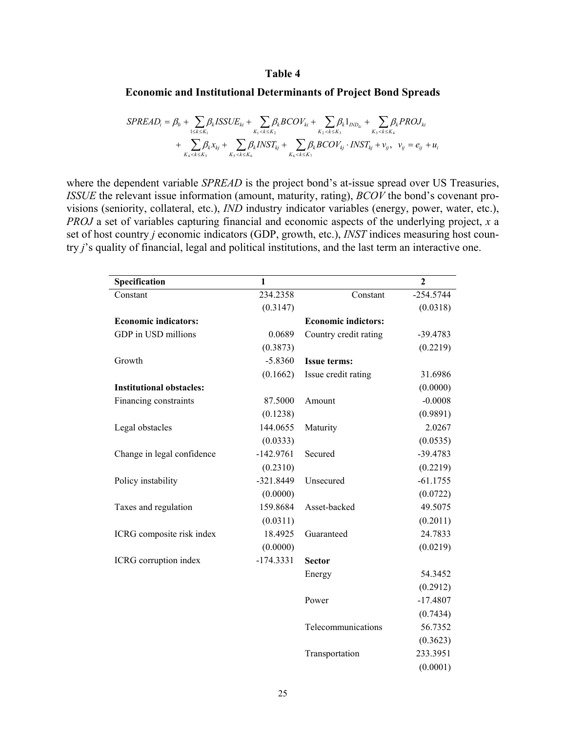# Table 4

## Economic and Institutional Determinants of Project Bond Spreads

$$SPREAD_i = \beta_0 + \sum_{1 \le k \le K_1} \beta_k ISSUE_{ki} + \sum_{K_1 < k \le K_2} \beta_k BCOV_{ki} + \sum_{K_2 < k \le K_3} \beta_k 1_{IND_{ki}} + \sum_{K_3 < k \le K_4} \beta_k PROJ_{ki}$$
$$+ \sum_{K_4 < k \le K_5} \beta_k x_{kj} + \sum_{K_5 < k \le K_6} \beta_k INST_{kj} + \sum_{K_6 < k \le K_7} \beta_k BCOV_{kj} \cdot INST_{kj} + v_{ij}, \quad v_{ij} = e_{ij} + u_i$$

where the dependent variable *SPREAD* is the project bond's at-issue spread over US Treasuries, *ISSUE* the relevant issue information (amount, maturity, rating), *BCOV* the bond's covenant provisions (seniority, collateral, etc.), *IND* industry indicator variables (energy, power, water, etc.), *PROJ* a set of variables capturing financial and economic aspects of the underlying project, *x* a set of host country *j* economic indicators (GDP, growth, etc.), *INST* indices measuring host country *j*'s quality of financial, legal and political institutions, and the last term an interactive one.

| Specification | 1 | | 2 |
|---|---|---|---|
| Constant | 234.2358 | Constant | -254.5744 |
| | (0.3147) | | (0.0318) |
| **Economic indicators:** | | **Economic indictors:** | |
| GDP in USD millions | 0.0689 | Country credit rating | -39.4783 |
| | (0.3873) | | (0.2219) |
| Growth | -5.8360 | **Issue terms:** | |
| | (0.1662) | Issue credit rating | 31.6986 |
| **Institutional obstacles:** | | | (0.0000) |
| Financing constraints | 87.5000 | Amount | -0.0008 |
| | (0.1238) | | (0.9891) |
| Legal obstacles | 144.0655 | Maturity | 2.0267 |
| | (0.0333) | | (0.0535) |
| Change in legal confidence | -142.9761 | Secured | -39.4783 |
| | (0.2310) | | (0.2219) |
| Policy instability | -321.8449 | Unsecured | -61.1755 |
| | (0.0000) | | (0.0722) |
| Taxes and regulation | 159.8684 | Asset-backed | 49.5075 |
| | (0.0311) | | (0.2011) |
| ICRG composite risk index | 18.4925 | Guaranteed | 24.7833 |
| | (0.0000) | | (0.0219) |
| ICRG corruption index | -174.3331 | **Sector** | |
| | | Energy | 54.3452 |
| | | | (0.2912) |
| | | Power | -17.4807 |
| | | | (0.7434) |
| | | Telecommunications | 56.7352 |
| | | | (0.3623) |
| | | Transportation | 233.3951 |
| | | | (0.0001) |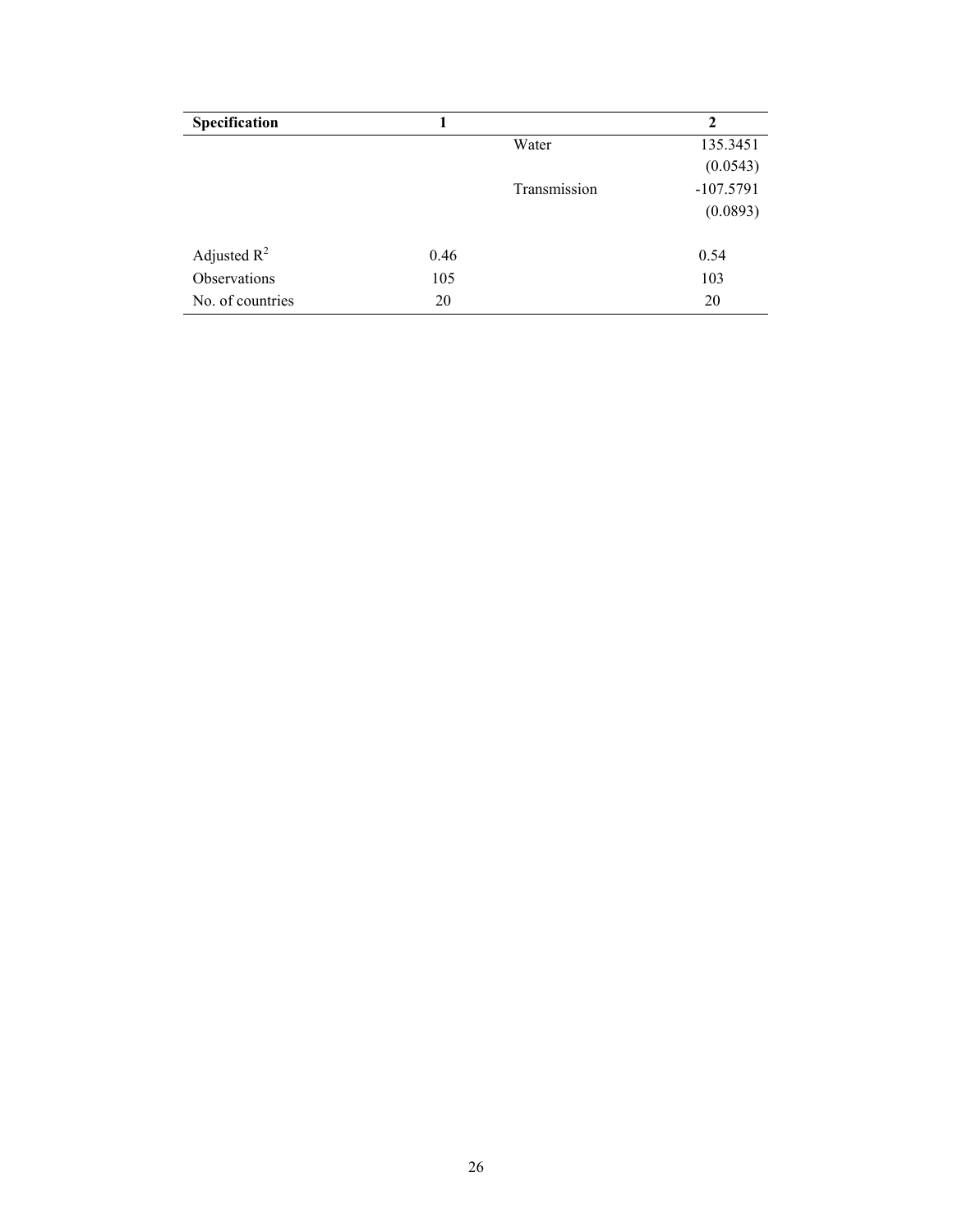| Specification | 1 | | 2 |
|---|---|---|---|
| | | Water | 135.3451 |
| | | | (0.0543) |
| | | Transmission | -107.5791 |
| | | | (0.0893) |
| | | | |
| Adjusted $R^2$ | 0.46 | | 0.54 |
| Observations | 105 | | 103 |
| No. of countries | 20 | | 20 |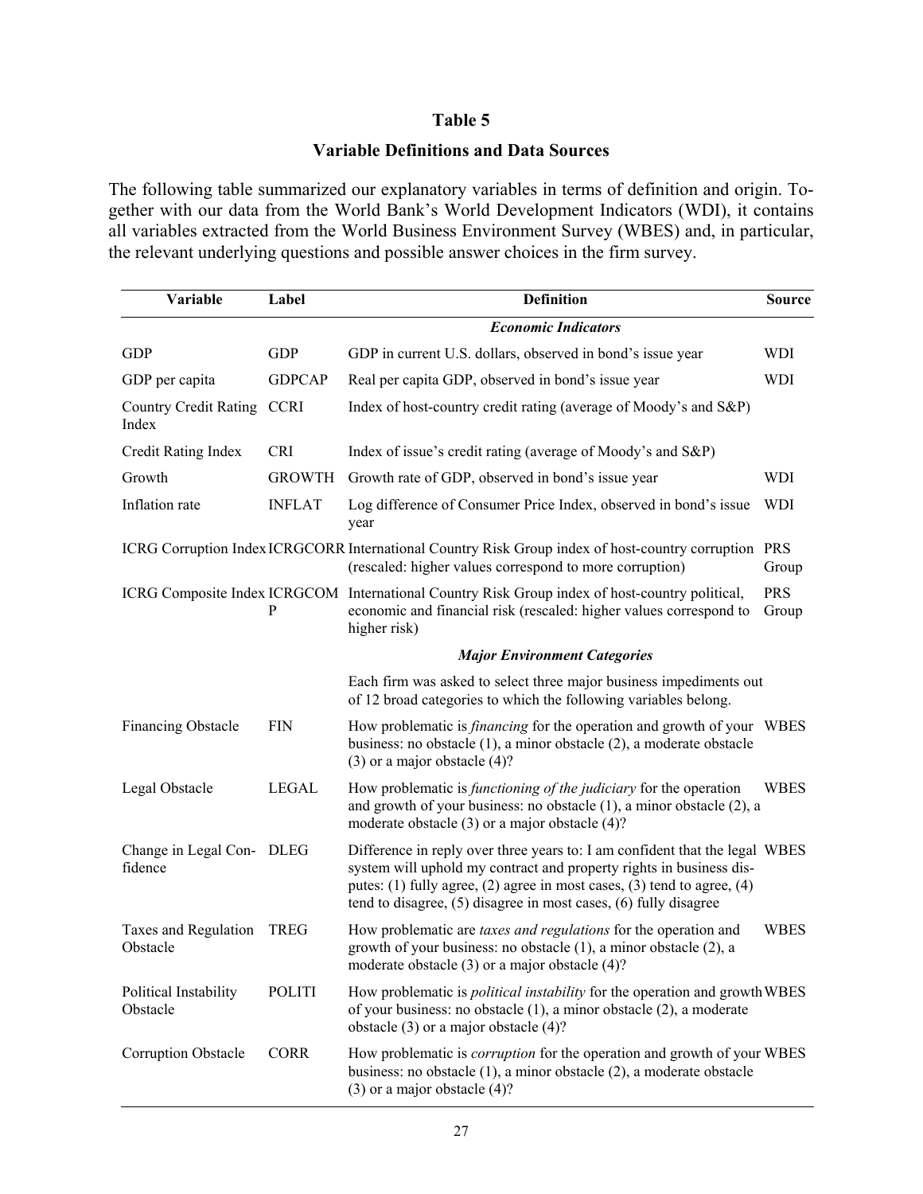**Table 5**

**Variable Definitions and Data Sources**

The following table summarized our explanatory variables in terms of definition and origin. Together with our data from the World Bank's World Development Indicators (WDI), it contains all variables extracted from the World Business Environment Survey (WBES) and, in particular, the relevant underlying questions and possible answer choices in the firm survey.

| Variable | Label | Definition | Source |
|---|---|---|---|
| | | ***Economic Indicators*** | |
| GDP | GDP | GDP in current U.S. dollars, observed in bond's issue year | WDI |
| GDP per capita | GDPCAP | Real per capita GDP, observed in bond's issue year | WDI |
| Country Credit Rating Index | CCRI | Index of host-country credit rating (average of Moody's and S&P) | |
| Credit Rating Index | CRI | Index of issue's credit rating (average of Moody's and S&P) | |
| Growth | GROWTH | Growth rate of GDP, observed in bond's issue year | WDI |
| Inflation rate | INFLAT | Log difference of Consumer Price Index, observed in bond's issue year | WDI |
| ICRG Corruption Index | ICRGCORR | International Country Risk Group index of host-country corruption (rescaled: higher values correspond to more corruption) | PRS Group |
| ICRG Composite Index | ICRGCOMP | International Country Risk Group index of host-country political, economic and financial risk (rescaled: higher values correspond to higher risk) | PRS Group |
| | | ***Major Environment Categories*** | |
| | | Each firm was asked to select three major business impediments out of 12 broad categories to which the following variables belong. | |
| Financing Obstacle | FIN | How problematic is *financing* for the operation and growth of your business: no obstacle (1), a minor obstacle (2), a moderate obstacle (3) or a major obstacle (4)? | WBES |
| Legal Obstacle | LEGAL | How problematic is *functioning of the judiciary* for the operation and growth of your business: no obstacle (1), a minor obstacle (2), a moderate obstacle (3) or a major obstacle (4)? | WBES |
| Change in Legal Confidence | DLEG | Difference in reply over three years to: I am confident that the legal system will uphold my contract and property rights in business disputes: (1) fully agree, (2) agree in most cases, (3) tend to agree, (4) tend to disagree, (5) disagree in most cases, (6) fully disagree | WBES |
| Taxes and Regulation Obstacle | TREG | How problematic are *taxes and regulations* for the operation and growth of your business: no obstacle (1), a minor obstacle (2), a moderate obstacle (3) or a major obstacle (4)? | WBES |
| Political Instability Obstacle | POLITI | How problematic is *political instability* for the operation and growth of your business: no obstacle (1), a minor obstacle (2), a moderate obstacle (3) or a major obstacle (4)? | WBES |
| Corruption Obstacle | CORR | How problematic is *corruption* for the operation and growth of your business: no obstacle (1), a minor obstacle (2), a moderate obstacle (3) or a major obstacle (4)? | WBES |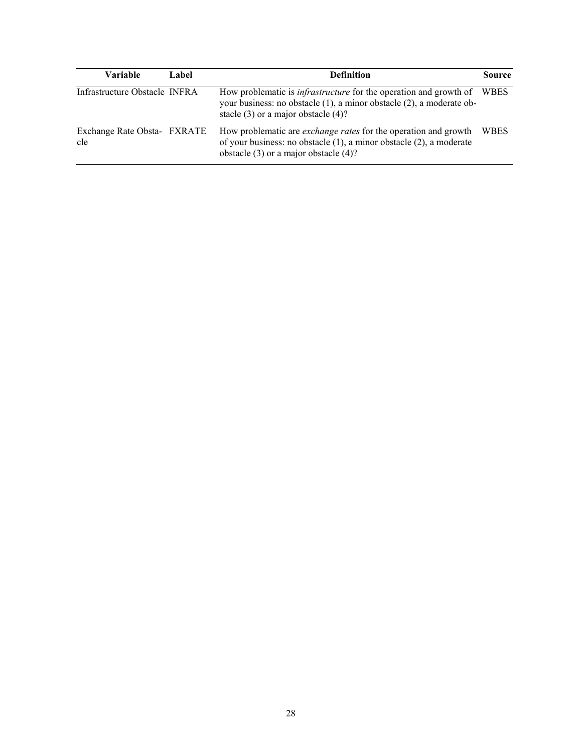| Variable | Label | Definition | Source |
| --- | --- | --- | --- |
| Infrastructure Obstacle | INFRA | How problematic is *infrastructure* for the operation and growth of your business: no obstacle (1), a minor obstacle (2), a moderate obstacle (3) or a major obstacle (4)? | WBES |
| Exchange Rate Obstacle | FXRATE | How problematic are *exchange rates* for the operation and growth of your business: no obstacle (1), a minor obstacle (2), a moderate obstacle (3) or a major obstacle (4)? | WBES |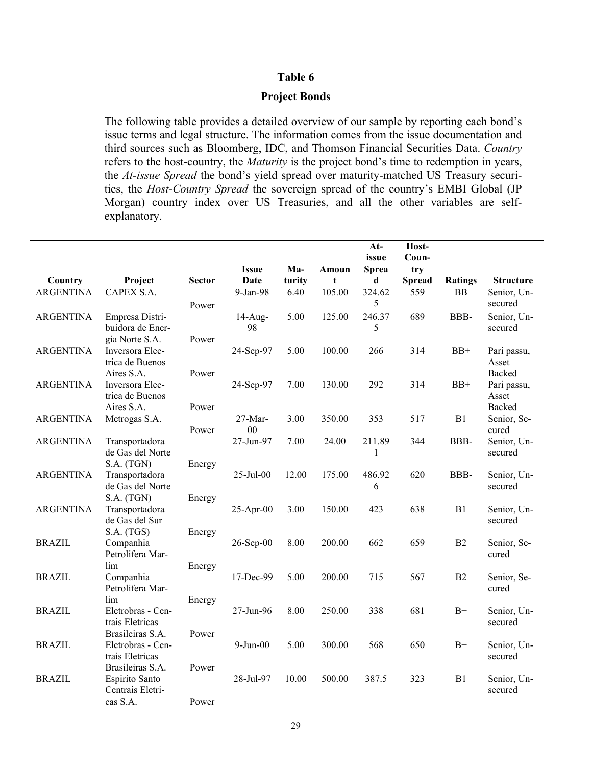# Table 6

## Project Bonds

The following table provides a detailed overview of our sample by reporting each bond's issue terms and legal structure. The information comes from the issue documentation and third sources such as Bloomberg, IDC, and Thomson Financial Securities Data. *Country* refers to the host-country, the *Maturity* is the project bond's time to redemption in years, the *At-issue Spread* the bond's yield spread over maturity-matched US Treasury securities, the *Host-Country Spread* the sovereign spread of the country's EMBI Global (JP Morgan) country index over US Treasuries, and all the other variables are self-explanatory.

| Country | Project | Sector | Issue Date | Maturity | Amount | At-issue Spread | Host-Country Spread | Ratings | Structure |
|---|---|---|---|---|---|---|---|---|---|
| ARGENTINA | CAPEX S.A. | Power | 9-Jan-98 | 6.40 | 105.00 | 324.625 | 559 | BB | Senior, Unsecured |
| ARGENTINA | Empresa Distribuidora de Energia Norte S.A. | Power | 14-Aug-98 | 5.00 | 125.00 | 246.375 | 689 | BBB- | Senior, Unsecured |
| ARGENTINA | Inversora Electrica de Buenos Aires S.A. | Power | 24-Sep-97 | 5.00 | 100.00 | 266 | 314 | BB+ | Pari passu, Asset Backed |
| ARGENTINA | Inversora Electrica de Buenos Aires S.A. | Power | 24-Sep-97 | 7.00 | 130.00 | 292 | 314 | BB+ | Pari passu, Asset Backed |
| ARGENTINA | Metrogas S.A. | Power | 27-Mar-00 | 3.00 | 350.00 | 353 | 517 | B1 | Senior, Secured |
| ARGENTINA | Transportadora de Gas del Norte S.A. (TGN) | Energy | 27-Jun-97 | 7.00 | 24.00 | 211.891 | 344 | BBB- | Senior, Unsecured |
| ARGENTINA | Transportadora de Gas del Norte S.A. (TGN) | Energy | 25-Jul-00 | 12.00 | 175.00 | 486.926 | 620 | BBB- | Senior, Unsecured |
| ARGENTINA | Transportadora de Gas del Sur S.A. (TGS) | Energy | 25-Apr-00 | 3.00 | 150.00 | 423 | 638 | B1 | Senior, Unsecured |
| BRAZIL | Companhia Petrolifera Marlim | Energy | 26-Sep-00 | 8.00 | 200.00 | 662 | 659 | B2 | Senior, Secured |
| BRAZIL | Companhia Petrolifera Marlim | Energy | 17-Dec-99 | 5.00 | 200.00 | 715 | 567 | B2 | Senior, Secured |
| BRAZIL | Eletrobras - Centrais Eletricas Brasileiras S.A. | Power | 27-Jun-96 | 8.00 | 250.00 | 338 | 681 | B+ | Senior, Unsecured |
| BRAZIL | Eletrobras - Centrais Eletricas Brasileiras S.A. | Power | 9-Jun-00 | 5.00 | 300.00 | 568 | 650 | B+ | Senior, Unsecured |
| BRAZIL | Espirito Santo Centrais Eletricas S.A. | Power | 28-Jul-97 | 10.00 | 500.00 | 387.5 | 323 | B1 | Senior, Unsecured |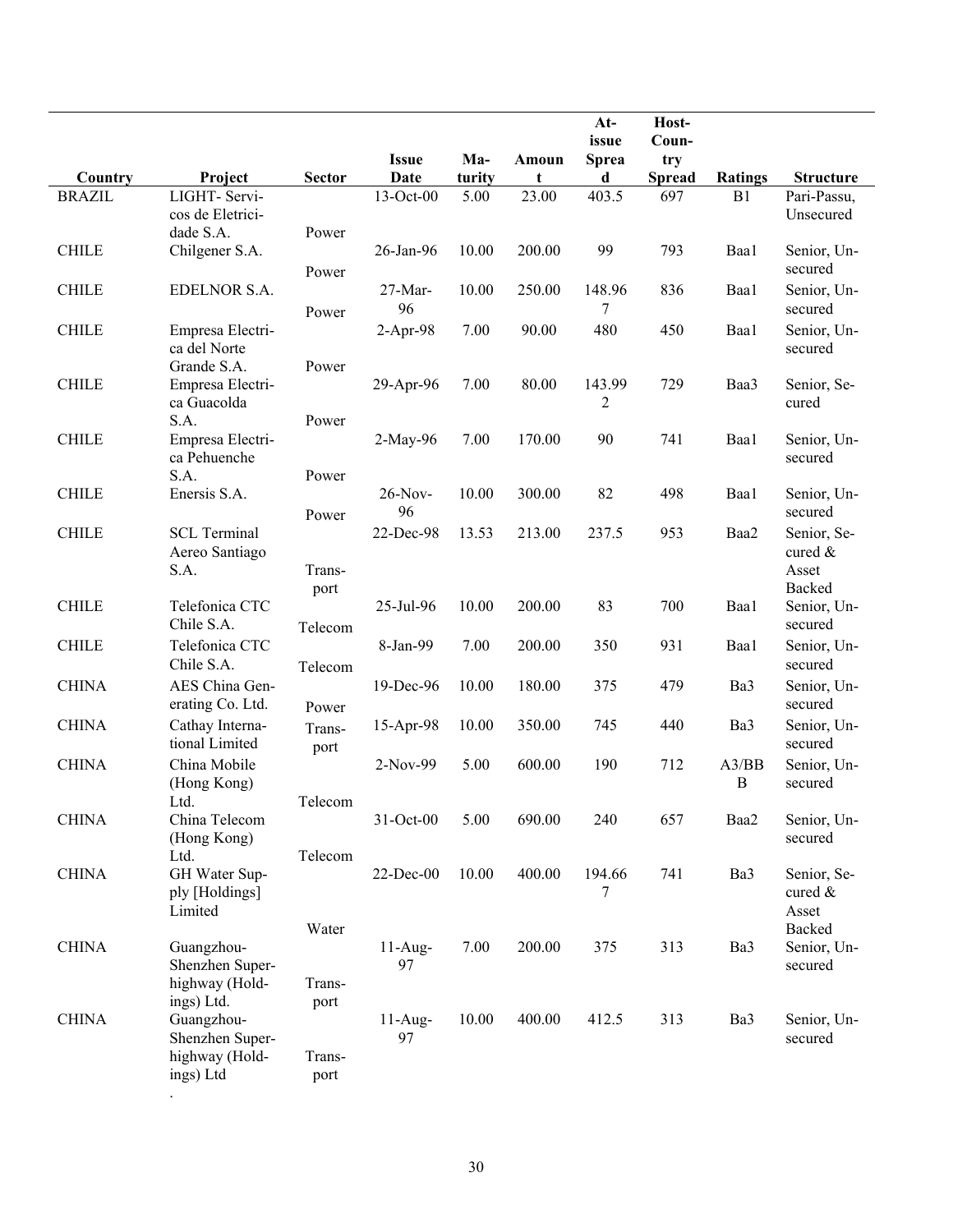| Country | Project | Sector | Issue Date | Maturity | Amount | At-issue Spread | Host-Country Spread | Ratings | Structure |
|---|---|---|---|---|---|---|---|---|---|
| BRAZIL | LIGHT- Servicos de Eletricidade S.A. | Power | 13-Oct-00 | 5.00 | 23.00 | 403.5 | 697 | B1 | Pari-Passu, Unsecured |
| CHILE | Chilgener S.A. | Power | 26-Jan-96 | 10.00 | 200.00 | 99 | 793 | Baa1 | Senior, Unsecured |
| CHILE | EDELNOR S.A. | Power | 27-Mar-96 | 10.00 | 250.00 | 148.967 | 836 | Baa1 | Senior, Unsecured |
| CHILE | Empresa Electrica del Norte Grande S.A. | Power | 2-Apr-98 | 7.00 | 90.00 | 480 | 450 | Baa1 | Senior, Unsecured |
| CHILE | Empresa Electrica Guacolda S.A. | Power | 29-Apr-96 | 7.00 | 80.00 | 143.992 | 729 | Baa3 | Senior, Secured |
| CHILE | Empresa Electrica Pehuenche S.A. | Power | 2-May-96 | 7.00 | 170.00 | 90 | 741 | Baa1 | Senior, Unsecured |
| CHILE | Enersis S.A. | Power | 26-Nov-96 | 10.00 | 300.00 | 82 | 498 | Baa1 | Senior, Unsecured |
| CHILE | SCL Terminal Aereo Santiago S.A. | Transport | 22-Dec-98 | 13.53 | 213.00 | 237.5 | 953 | Baa2 | Senior, Secured & Asset Backed |
| CHILE | Telefonica CTC Chile S.A. | Telecom | 25-Jul-96 | 10.00 | 200.00 | 83 | 700 | Baa1 | Senior, Unsecured |
| CHILE | Telefonica CTC Chile S.A. | Telecom | 8-Jan-99 | 7.00 | 200.00 | 350 | 931 | Baa1 | Senior, Unsecured |
| CHINA | AES China Generating Co. Ltd. | Power | 19-Dec-96 | 10.00 | 180.00 | 375 | 479 | Ba3 | Senior, Unsecured |
| CHINA | Cathay International Limited | Transport | 15-Apr-98 | 10.00 | 350.00 | 745 | 440 | Ba3 | Senior, Unsecured |
| CHINA | China Mobile (Hong Kong) Ltd. | Telecom | 2-Nov-99 | 5.00 | 600.00 | 190 | 712 | A3/BBB | Senior, Unsecured |
| CHINA | China Telecom (Hong Kong) Ltd. | Telecom | 31-Oct-00 | 5.00 | 690.00 | 240 | 657 | Baa2 | Senior, Unsecured |
| CHINA | GH Water Supply [Holdings] Limited | Water | 22-Dec-00 | 10.00 | 400.00 | 194.667 | 741 | Ba3 | Senior, Secured & Asset Backed |
| CHINA | Guangzhou-Shenzhen Superhighway (Holdings) Ltd. | Transport | 11-Aug-97 | 7.00 | 200.00 | 375 | 313 | Ba3 | Senior, Unsecured |
| CHINA | Guangzhou-Shenzhen Superhighway (Holdings) Ltd. | Transport | 11-Aug-97 | 10.00 | 400.00 | 412.5 | 313 | Ba3 | Senior, Unsecured |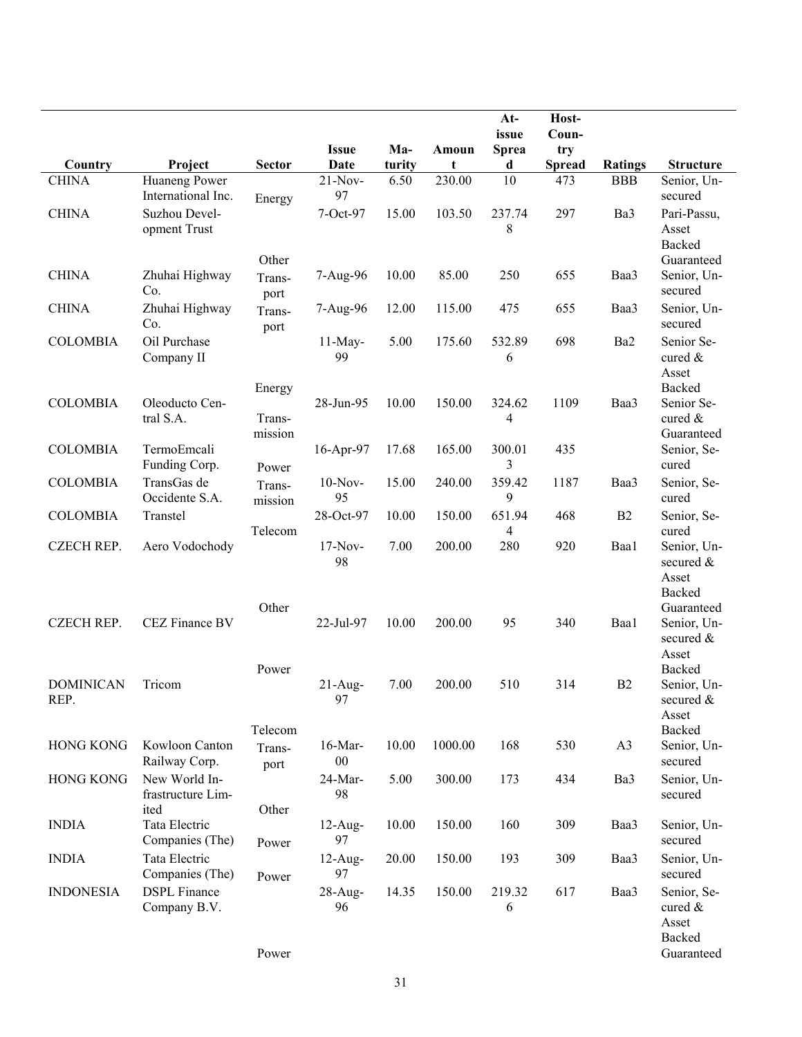| Country | Project | Sector | Issue Date | Maturity | Amount | At-issue Spread | Host-Country Spread | Ratings | Structure |
|---|---|---|---|---|---|---|---|---|---|
| CHINA | Huaneng Power International Inc. | Energy | 21-Nov-97 | 6.50 | 230.00 | 10 | 473 | BBB | Senior, Unsecured |
| CHINA | Suzhou Development Trust | Other | 7-Oct-97 | 15.00 | 103.50 | 237.748 | 297 | Ba3 | Pari-Passu, Asset Backed Guaranteed |
| CHINA | Zhuhai Highway Co. | Transport | 7-Aug-96 | 10.00 | 85.00 | 250 | 655 | Baa3 | Senior, Unsecured |
| CHINA | Zhuhai Highway Co. | Transport | 7-Aug-96 | 12.00 | 115.00 | 475 | 655 | Baa3 | Senior, Unsecured |
| COLOMBIA | Oil Purchase Company II | Energy | 11-May-99 | 5.00 | 175.60 | 532.896 | 698 | Ba2 | Senior Secured & Asset Backed |
| COLOMBIA | Oleoducto Central S.A. | Transmission | 28-Jun-95 | 10.00 | 150.00 | 324.624 | 1109 | Baa3 | Senior Secured & Guaranteed |
| COLOMBIA | TermoEmcali Funding Corp. | Power | 16-Apr-97 | 17.68 | 165.00 | 300.013 | 435 | | Senior, Secured |
| COLOMBIA | TransGas de Occidente S.A. | Transmission | 10-Nov-95 | 15.00 | 240.00 | 359.429 | 1187 | Baa3 | Senior, Secured |
| COLOMBIA | Transtel | Telecom | 28-Oct-97 | 10.00 | 150.00 | 651.944 | 468 | B2 | Senior, Secured |
| CZECH REP. | Aero Vodochody | Other | 17-Nov-98 | 7.00 | 200.00 | 280 | 920 | Baa1 | Senior, Unsecured & Asset Backed Guaranteed |
| CZECH REP. | CEZ Finance BV | Power | 22-Jul-97 | 10.00 | 200.00 | 95 | 340 | Baa1 | Senior, Unsecured & Asset Backed |
| DOMINICAN REP. | Tricom | Telecom | 21-Aug-97 | 7.00 | 200.00 | 510 | 314 | B2 | Senior, Unsecured & Asset Backed |
| HONG KONG | Kowloon Canton Railway Corp. | Transport | 16-Mar-00 | 10.00 | 1000.00 | 168 | 530 | A3 | Senior, Unsecured |
| HONG KONG | New World Infrastructure Limited | Other | 24-Mar-98 | 5.00 | 300.00 | 173 | 434 | Ba3 | Senior, Unsecured |
| INDIA | Tata Electric Companies (The) | Power | 12-Aug-97 | 10.00 | 150.00 | 160 | 309 | Baa3 | Senior, Unsecured |
| INDIA | Tata Electric Companies (The) | Power | 12-Aug-97 | 20.00 | 150.00 | 193 | 309 | Baa3 | Senior, Unsecured |
| INDONESIA | DSPL Finance Company B.V. | Power | 28-Aug-96 | 14.35 | 150.00 | 219.326 | 617 | Baa3 | Senior, Secured & Asset Backed Guaranteed |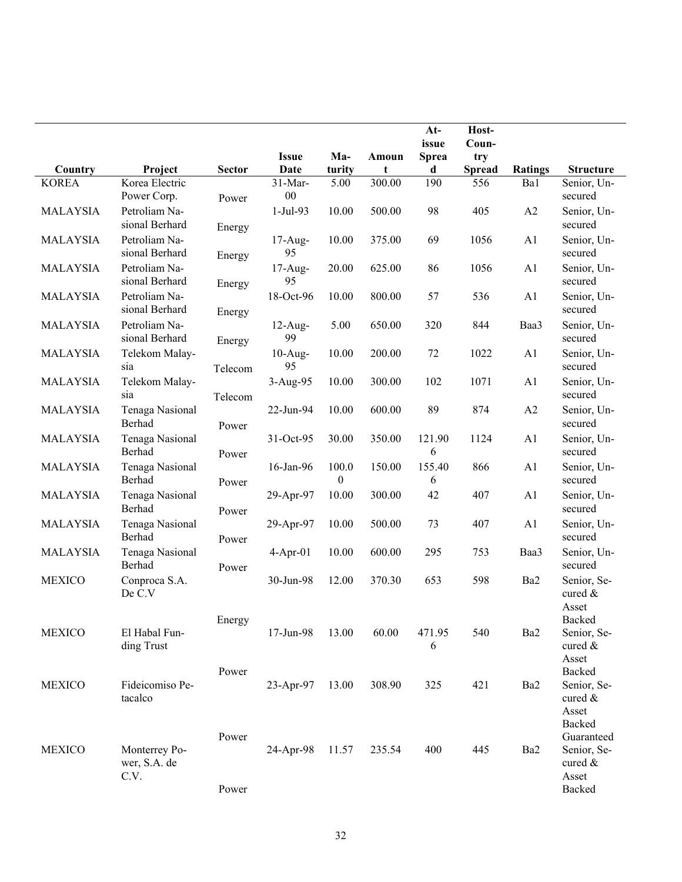| Country | Project | Sector | Issue Date | Maturity | Amount | At-issue Spread | Host-Country Spread | Ratings | Structure |
|---|---|---|---|---|---|---|---|---|---|
| KOREA | Korea Electric Power Corp. | Power | 31-Mar-00 | 5.00 | 300.00 | 190 | 556 | Ba1 | Senior, Unsecured |
| MALAYSIA | Petroliam Nasional Berhard | Energy | 1-Jul-93 | 10.00 | 500.00 | 98 | 405 | A2 | Senior, Unsecured |
| MALAYSIA | Petroliam Nasional Berhard | Energy | 17-Aug-95 | 10.00 | 375.00 | 69 | 1056 | A1 | Senior, Unsecured |
| MALAYSIA | Petroliam Nasional Berhard | Energy | 17-Aug-95 | 20.00 | 625.00 | 86 | 1056 | A1 | Senior, Unsecured |
| MALAYSIA | Petroliam Nasional Berhard | Energy | 18-Oct-96 | 10.00 | 800.00 | 57 | 536 | A1 | Senior, Unsecured |
| MALAYSIA | Petroliam Nasional Berhard | Energy | 12-Aug-99 | 5.00 | 650.00 | 320 | 844 | Baa3 | Senior, Unsecured |
| MALAYSIA | Telekom Malaysia | Telecom | 10-Aug-95 | 10.00 | 200.00 | 72 | 1022 | A1 | Senior, Unsecured |
| MALAYSIA | Telekom Malaysia | Telecom | 3-Aug-95 | 10.00 | 300.00 | 102 | 1071 | A1 | Senior, Unsecured |
| MALAYSIA | Tenaga Nasional Berhad | Power | 22-Jun-94 | 10.00 | 600.00 | 89 | 874 | A2 | Senior, Unsecured |
| MALAYSIA | Tenaga Nasional Berhad | Power | 31-Oct-95 | 30.00 | 350.00 | 121.906 | 1124 | A1 | Senior, Unsecured |
| MALAYSIA | Tenaga Nasional Berhad | Power | 16-Jan-96 | 100.00 | 150.00 | 155.406 | 866 | A1 | Senior, Unsecured |
| MALAYSIA | Tenaga Nasional Berhad | Power | 29-Apr-97 | 10.00 | 300.00 | 42 | 407 | A1 | Senior, Unsecured |
| MALAYSIA | Tenaga Nasional Berhad | Power | 29-Apr-97 | 10.00 | 500.00 | 73 | 407 | A1 | Senior, Unsecured |
| MALAYSIA | Tenaga Nasional Berhad | Power | 4-Apr-01 | 10.00 | 600.00 | 295 | 753 | Baa3 | Senior, Unsecured |
| MEXICO | Conproca S.A. De C.V | Energy | 30-Jun-98 | 12.00 | 370.30 | 653 | 598 | Ba2 | Senior, Secured & Asset Backed |
| MEXICO | El Habal Funding Trust | Power | 17-Jun-98 | 13.00 | 60.00 | 471.956 | 540 | Ba2 | Senior, Secured & Asset Backed |
| MEXICO | Fideicomiso Petacalco | Power | 23-Apr-97 | 13.00 | 308.90 | 325 | 421 | Ba2 | Senior, Secured & Asset Backed Guaranteed |
| MEXICO | Monterrey Power, S.A. de C.V. | Power | 24-Apr-98 | 11.57 | 235.54 | 400 | 445 | Ba2 | Senior, Secured & Asset Backed |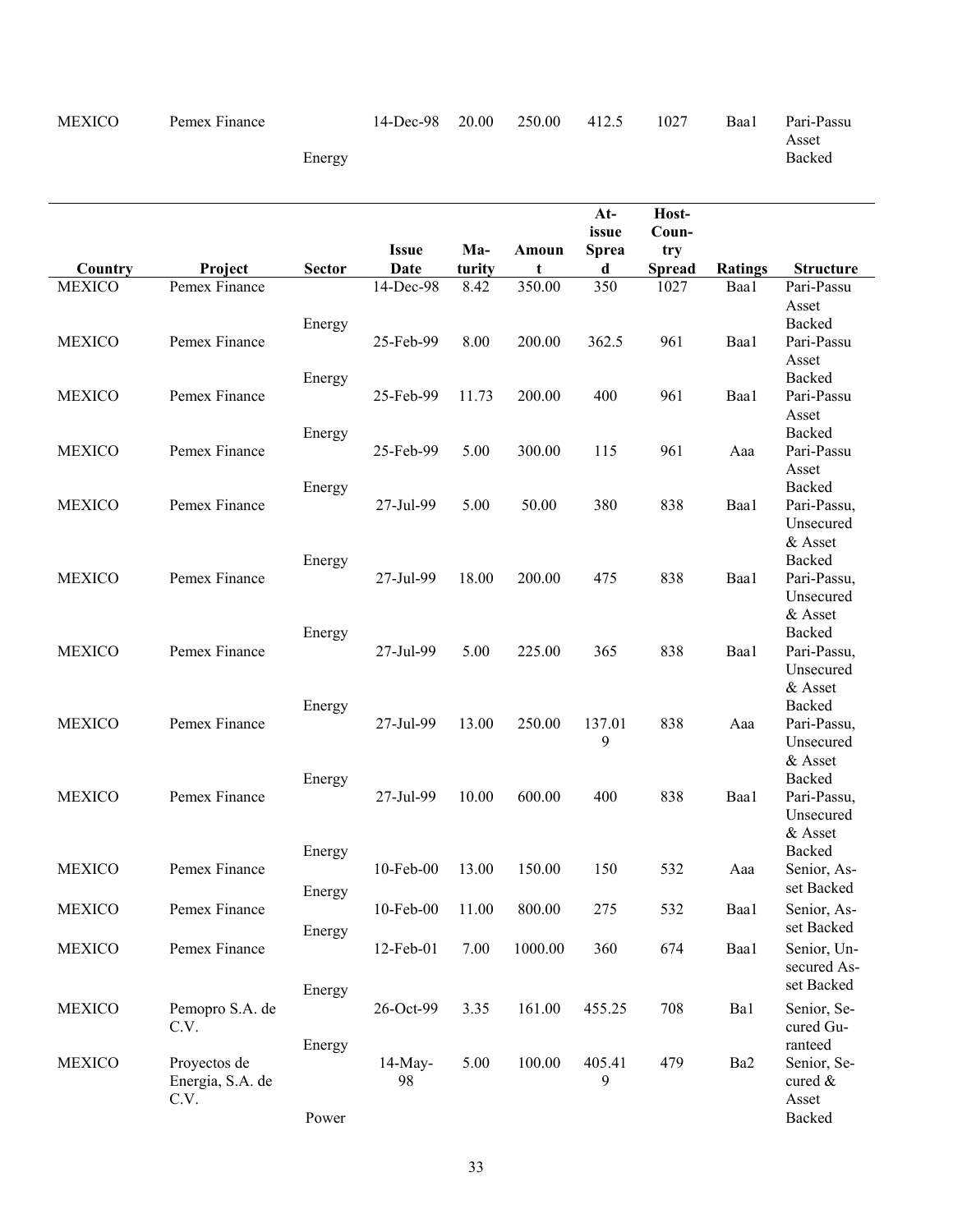| Country | Project | Sector | Issue Date | Maturity | Amount | At-issue Spread | Host-Country Spread | Ratings | Structure |
|---|---|---|---|---|---|---|---|---|---|
| MEXICO | Pemex Finance | Energy | 14-Dec-98 | 20.00 | 250.00 | 412.5 | 1027 | Baa1 | Pari-Passu Asset Backed |
| MEXICO | Pemex Finance | Energy | 14-Dec-98 | 8.42 | 350.00 | 350 | 1027 | Baa1 | Pari-Passu Asset Backed |
| MEXICO | Pemex Finance | Energy | 25-Feb-99 | 8.00 | 200.00 | 362.5 | 961 | Baa1 | Pari-Passu Asset Backed |
| MEXICO | Pemex Finance | Energy | 25-Feb-99 | 11.73 | 200.00 | 400 | 961 | Baa1 | Pari-Passu Asset Backed |
| MEXICO | Pemex Finance | Energy | 25-Feb-99 | 5.00 | 300.00 | 115 | 961 | Aaa | Pari-Passu Asset Backed |
| MEXICO | Pemex Finance | Energy | 27-Jul-99 | 5.00 | 50.00 | 380 | 838 | Baa1 | Pari-Passu, Unsecured & Asset Backed |
| MEXICO | Pemex Finance | Energy | 27-Jul-99 | 18.00 | 200.00 | 475 | 838 | Baa1 | Pari-Passu, Unsecured & Asset Backed |
| MEXICO | Pemex Finance | Energy | 27-Jul-99 | 5.00 | 225.00 | 365 | 838 | Baa1 | Pari-Passu, Unsecured & Asset Backed |
| MEXICO | Pemex Finance | Energy | 27-Jul-99 | 13.00 | 250.00 | 137.019 | 838 | Aaa | Pari-Passu, Unsecured & Asset Backed |
| MEXICO | Pemex Finance | Energy | 27-Jul-99 | 10.00 | 600.00 | 400 | 838 | Baa1 | Pari-Passu, Unsecured & Asset Backed |
| MEXICO | Pemex Finance | Energy | 10-Feb-00 | 13.00 | 150.00 | 150 | 532 | Aaa | Senior, Asset Backed |
| MEXICO | Pemex Finance | Energy | 10-Feb-00 | 11.00 | 800.00 | 275 | 532 | Baa1 | Senior, Asset Backed |
| MEXICO | Pemex Finance | Energy | 12-Feb-01 | 7.00 | 1000.00 | 360 | 674 | Baa1 | Senior, Unsecured Asset Backed |
| MEXICO | Pemopro S.A. de C.V. | Energy | 26-Oct-99 | 3.35 | 161.00 | 455.25 | 708 | Ba1 | Senior, Secured Guranteed |
| MEXICO | Proyectos de Energia, S.A. de C.V. | Power | 14-May-98 | 5.00 | 100.00 | 405.419 | 479 | Ba2 | Senior, Secured & Asset Backed |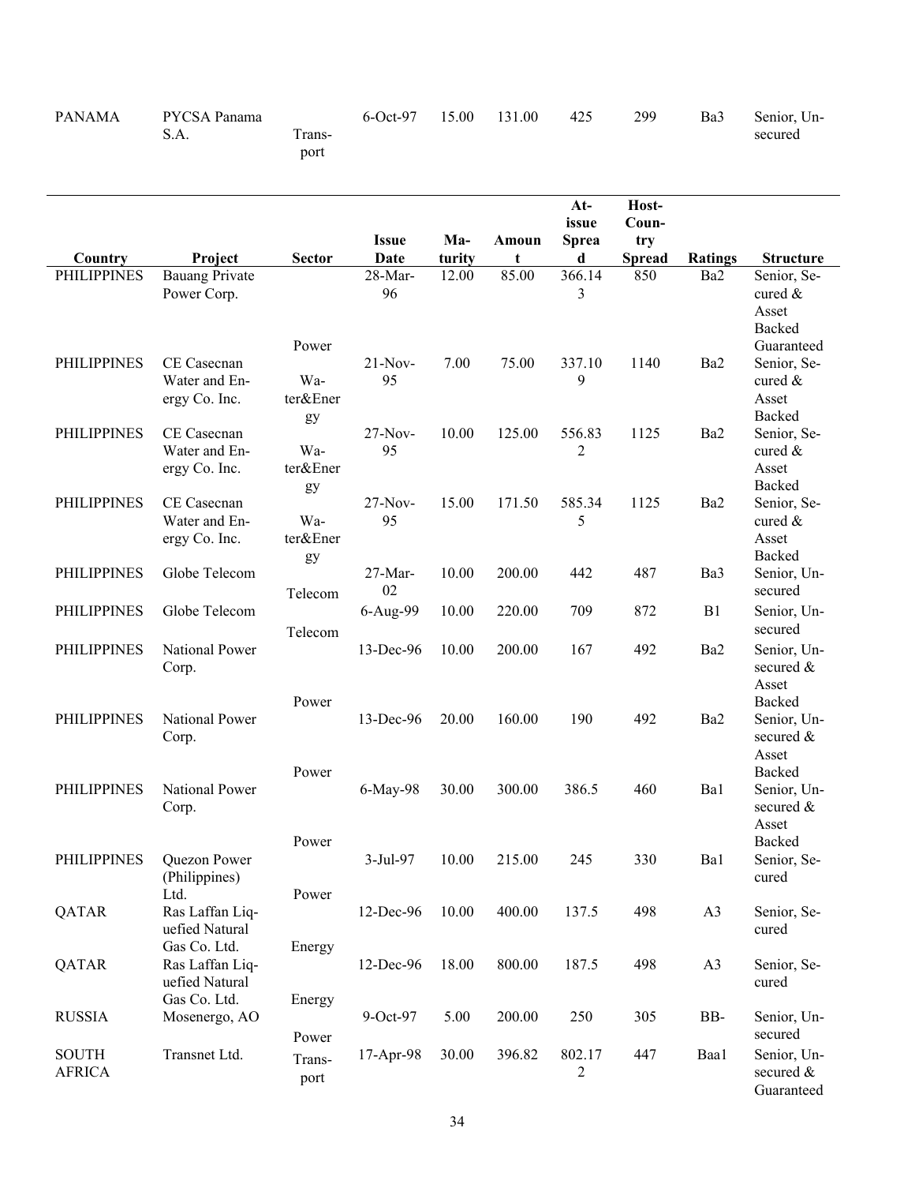| Country | Project | Sector | Issue Date | Maturity | Amount | At-issue Spread | Host-Country Spread | Ratings | Structure |
|---|---|---|---|---|---|---|---|---|---|
| PANAMA | PYCSA Panama S.A. | Transport | 6-Oct-97 | 15.00 | 131.00 | 425 | 299 | Ba3 | Senior, Unsecured |
| PHILIPPINES | Bauang Private Power Corp. | Power | 28-Mar-96 | 12.00 | 85.00 | 366.143 | 850 | Ba2 | Senior, Secured & Asset Backed Guaranteed |
| PHILIPPINES | CE Casecnan Water and Energy Co. Inc. | Water&Energy | 21-Nov-95 | 7.00 | 75.00 | 337.109 | 1140 | Ba2 | Senior, Secured & Asset Backed |
| PHILIPPINES | CE Casecnan Water and Energy Co. Inc. | Water&Energy | 27-Nov-95 | 10.00 | 125.00 | 556.832 | 1125 | Ba2 | Senior, Secured & Asset Backed |
| PHILIPPINES | CE Casecnan Water and Energy Co. Inc. | Water&Energy | 27-Nov-95 | 15.00 | 171.50 | 585.345 | 1125 | Ba2 | Senior, Secured & Asset Backed |
| PHILIPPINES | Globe Telecom | Telecom | 27-Mar-02 | 10.00 | 200.00 | 442 | 487 | Ba3 | Senior, Unsecured |
| PHILIPPINES | Globe Telecom | Telecom | 6-Aug-99 | 10.00 | 220.00 | 709 | 872 | B1 | Senior, Unsecured |
| PHILIPPINES | National Power Corp. | Power | 13-Dec-96 | 10.00 | 200.00 | 167 | 492 | Ba2 | Senior, Unsecured & Asset Backed |
| PHILIPPINES | National Power Corp. | Power | 13-Dec-96 | 20.00 | 160.00 | 190 | 492 | Ba2 | Senior, Unsecured & Asset Backed |
| PHILIPPINES | National Power Corp. | Power | 6-May-98 | 30.00 | 300.00 | 386.5 | 460 | Ba1 | Senior, Unsecured & Asset Backed |
| PHILIPPINES | Quezon Power (Philippines) Ltd. | Power | 3-Jul-97 | 10.00 | 215.00 | 245 | 330 | Ba1 | Senior, Secured |
| QATAR | Ras Laffan Liquefied Natural Gas Co. Ltd. | Energy | 12-Dec-96 | 10.00 | 400.00 | 137.5 | 498 | A3 | Senior, Secured |
| QATAR | Ras Laffan Liquefied Natural Gas Co. Ltd. | Energy | 12-Dec-96 | 18.00 | 800.00 | 187.5 | 498 | A3 | Senior, Secured |
| RUSSIA | Mosenergo, AO | Power | 9-Oct-97 | 5.00 | 200.00 | 250 | 305 | BB- | Senior, Unsecured |
| SOUTH AFRICA | Transnet Ltd. | Transport | 17-Apr-98 | 30.00 | 396.82 | 802.172 | 447 | Baa1 | Senior, Unsecured & Guaranteed |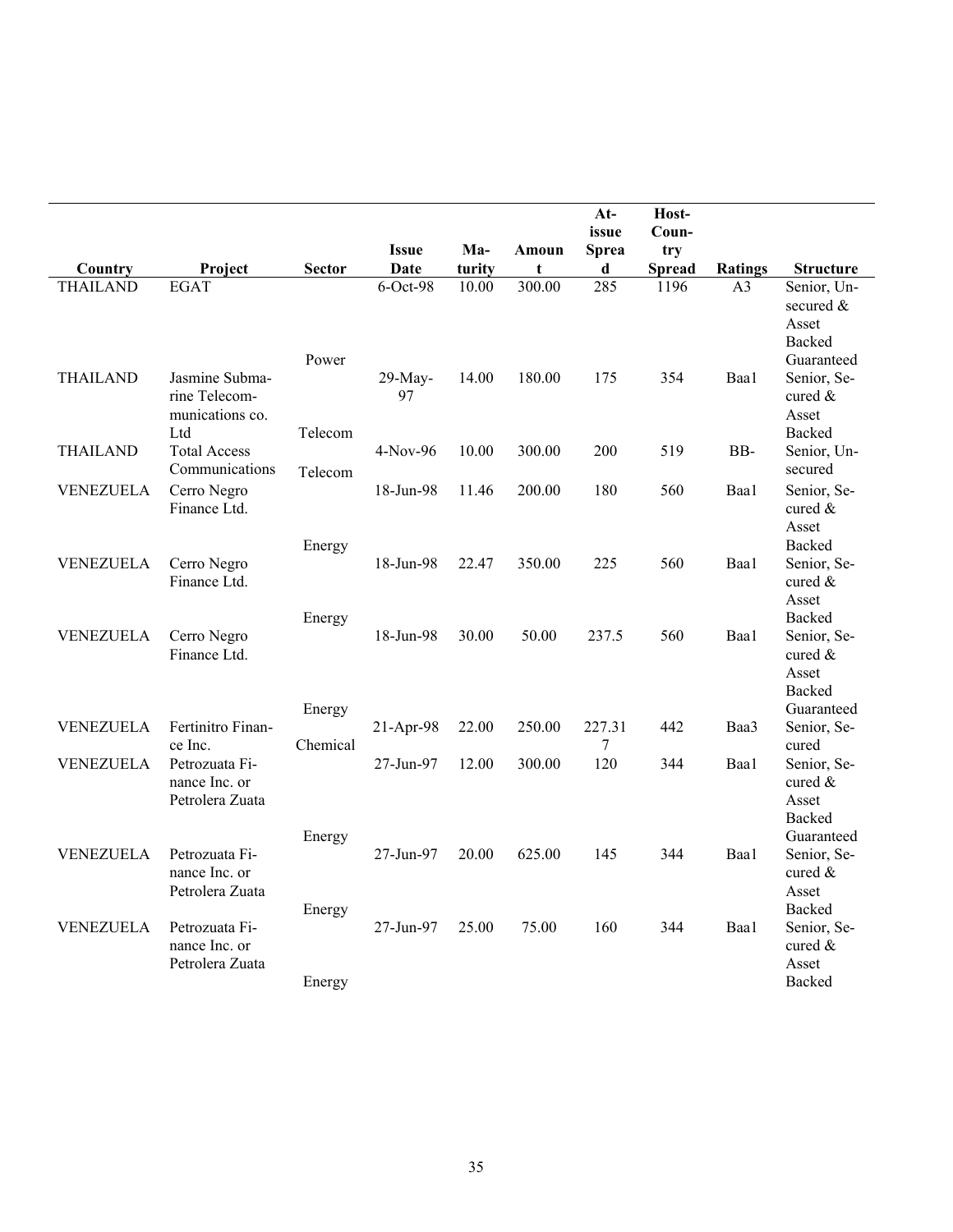| Country | Project | Sector | Issue Date | Maturity | Amount | At-issue Spread | Host-Country Spread | Ratings | Structure |
|---|---|---|---|---|---|---|---|---|---|
| THAILAND | EGAT | Power | 6-Oct-98 | 10.00 | 300.00 | 285 | 1196 | A3 | Senior, Unsecured & Asset Backed Guaranteed |
| THAILAND | Jasmine Submarine Telecommunications co. Ltd | Telecom | 29-May-97 | 14.00 | 180.00 | 175 | 354 | Baa1 | Senior, Secured & Asset Backed |
| THAILAND | Total Access Communications | Telecom | 4-Nov-96 | 10.00 | 300.00 | 200 | 519 | BB- | Senior, Unsecured |
| VENEZUELA | Cerro Negro Finance Ltd. | Energy | 18-Jun-98 | 11.46 | 200.00 | 180 | 560 | Baa1 | Senior, Secured & Asset Backed |
| VENEZUELA | Cerro Negro Finance Ltd. | Energy | 18-Jun-98 | 22.47 | 350.00 | 225 | 560 | Baa1 | Senior, Secured & Asset Backed |
| VENEZUELA | Cerro Negro Finance Ltd. | Energy | 18-Jun-98 | 30.00 | 50.00 | 237.5 | 560 | Baa1 | Senior, Secured & Asset Backed Guaranteed |
| VENEZUELA | Fertinitro Finance Inc. | Chemical | 21-Apr-98 | 22.00 | 250.00 | 227.317 | 442 | Baa3 | Senior, Secured |
| VENEZUELA | Petrozuata Finance Inc. or Petrolera Zuata | Energy | 27-Jun-97 | 12.00 | 300.00 | 120 | 344 | Baa1 | Senior, Secured & Asset Backed Guaranteed |
| VENEZUELA | Petrozuata Finance Inc. or Petrolera Zuata | Energy | 27-Jun-97 | 20.00 | 625.00 | 145 | 344 | Baa1 | Senior, Secured & Asset Backed |
| VENEZUELA | Petrozuata Finance Inc. or Petrolera Zuata | Energy | 27-Jun-97 | 25.00 | 75.00 | 160 | 344 | Baa1 | Senior, Secured & Asset Backed |